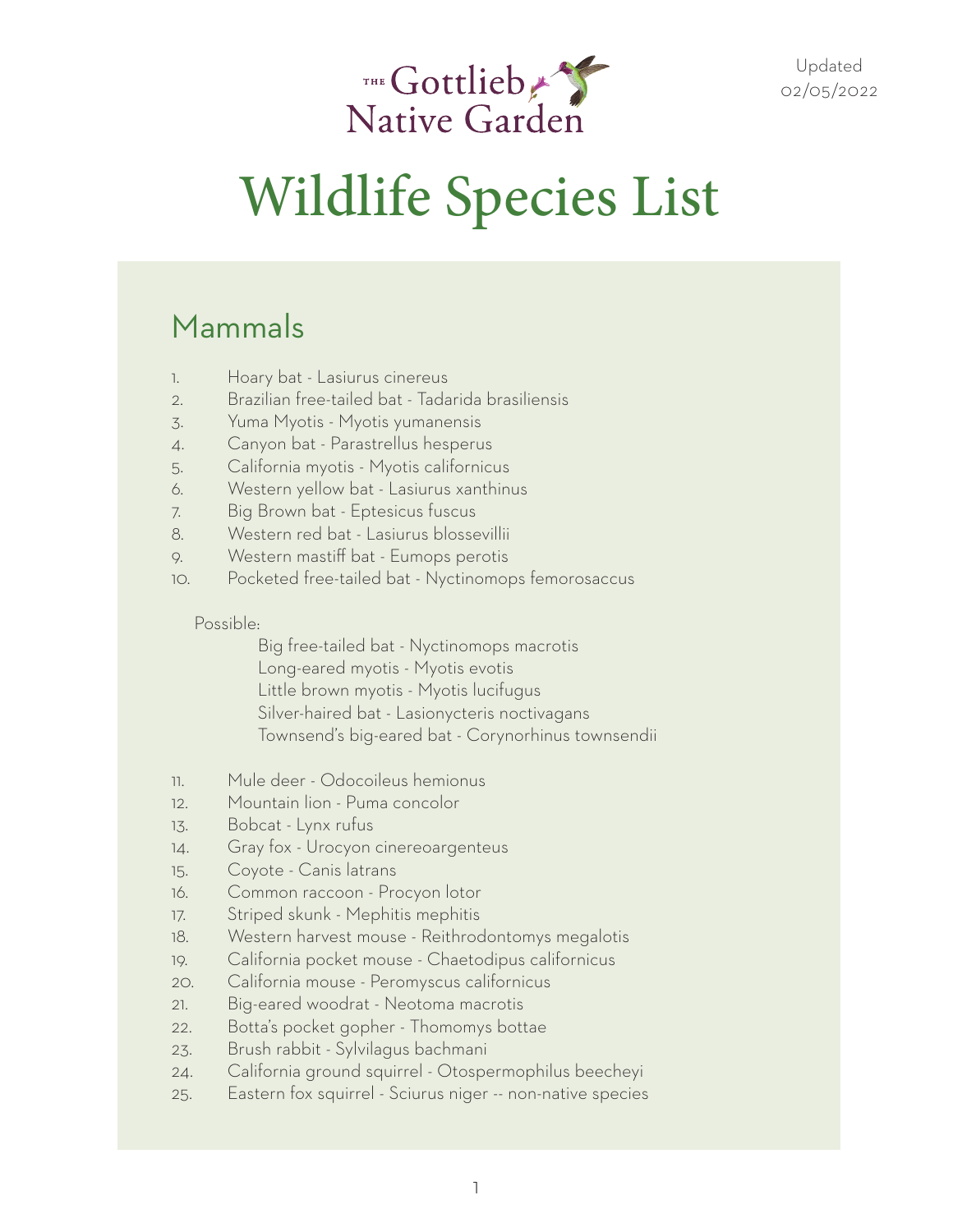THE Gottlieb Native Garden

Updated 02/05/2022

# Wildlife Species List

## Mammals

1. Hoary bat - Lasiurus cinereus
2. Brazilian free-tailed bat - Tadarida brasiliensis
3. Yuma Myotis - Myotis yumanensis
4. Canyon bat - Parastrellus hesperus
5. California myotis - Myotis californicus
6. Western yellow bat - Lasiurus xanthinus
7. Big Brown bat - Eptesicus fuscus
8. Western red bat - Lasiurus blossevillii
9. Western mastiff bat - Eumops perotis
10. Pocketed free-tailed bat - Nyctinomops femorosaccus

Possible:

Big free-tailed bat - Nyctinomops macrotis
Long-eared myotis - Myotis evotis
Little brown myotis - Myotis lucifugus
Silver-haired bat - Lasionycteris noctivagans
Townsend's big-eared bat - Corynorhinus townsendii

11. Mule deer - Odocoileus hemionus
12. Mountain lion - Puma concolor
13. Bobcat - Lynx rufus
14. Gray fox - Urocyon cinereoargenteus
15. Coyote - Canis latrans
16. Common raccoon - Procyon lotor
17. Striped skunk - Mephitis mephitis
18. Western harvest mouse - Reithrodontomys megalotis
19. California pocket mouse - Chaetodipus californicus
20. California mouse - Peromyscus californicus
21. Big-eared woodrat - Neotoma macrotis
22. Botta's pocket gopher - Thomomys bottae
23. Brush rabbit - Sylvilagus bachmani
24. California ground squirrel - Otospermophilus beecheyi
25. Eastern fox squirrel - Sciurus niger -- non-native species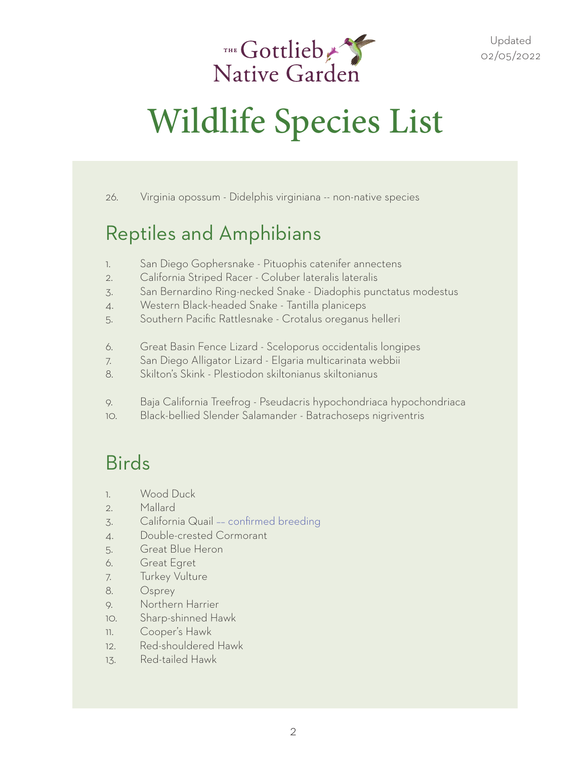# Wildlife Species List

26. Virginia opossum - Didelphis virginiana -- non-native species

## Reptiles and Amphibians

1. San Diego Gophersnake - Pituophis catenifer annectens
2. California Striped Racer - Coluber lateralis lateralis
3. San Bernardino Ring-necked Snake - Diadophis punctatus modestus
4. Western Black-headed Snake - Tantilla planiceps
5. Southern Pacific Rattlesnake - Crotalus oreganus helleri

6. Great Basin Fence Lizard - Sceloporus occidentalis longipes
7. San Diego Alligator Lizard - Elgaria multicarinata webbii
8. Skilton's Skink - Plestiodon skiltonianus skiltonianus

9. Baja California Treefrog - Pseudacris hypochondriaca hypochondriaca
10. Black-bellied Slender Salamander - Batrachoseps nigriventris

## Birds

1. Wood Duck
2. Mallard
3. California Quail -- confirmed breeding
4. Double-crested Cormorant
5. Great Blue Heron
6. Great Egret
7. Turkey Vulture
8. Osprey
9. Northern Harrier
10. Sharp-shinned Hawk
11. Cooper's Hawk
12. Red-shouldered Hawk
13. Red-tailed Hawk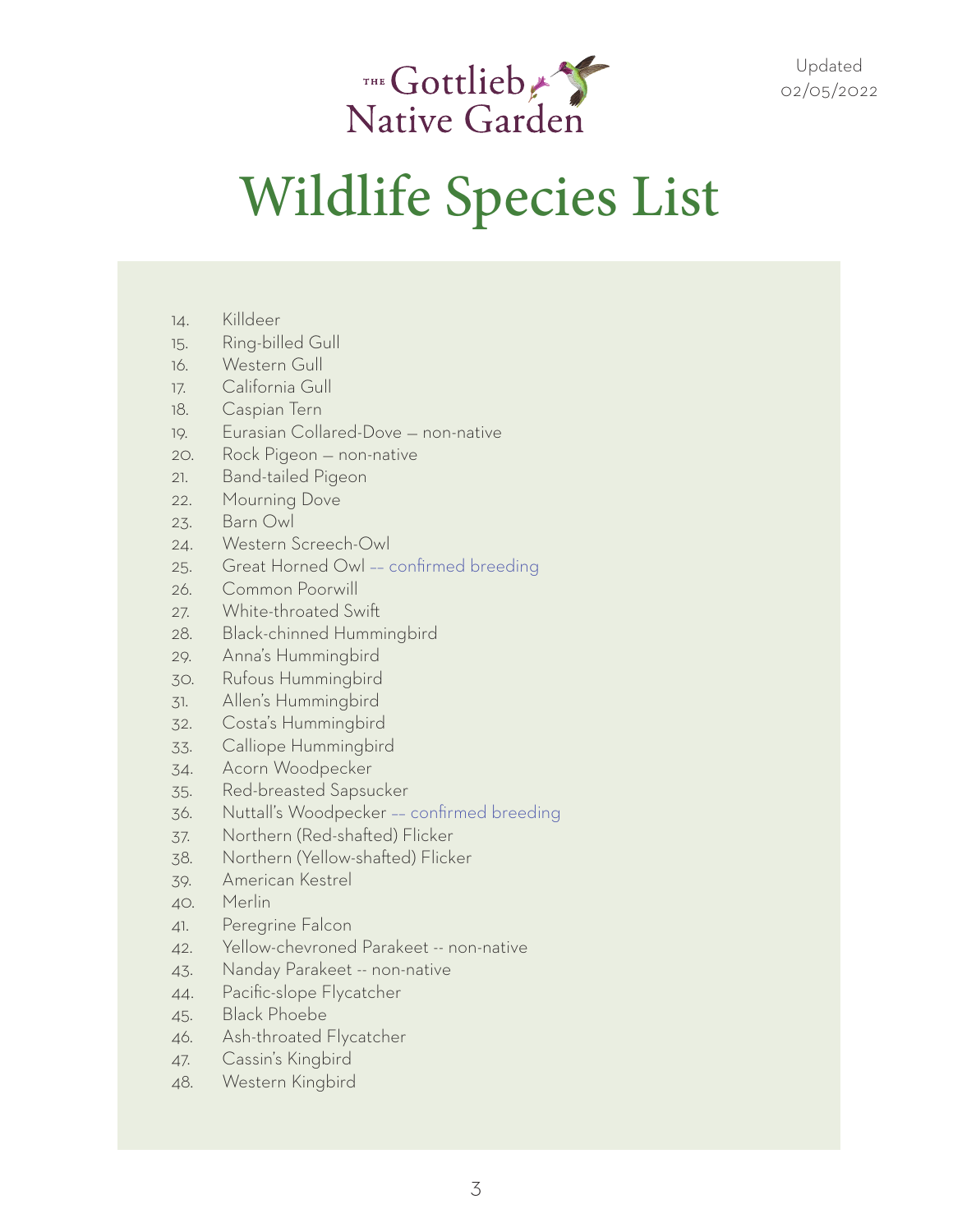THE Gottlieb Native Garden

Updated 02/05/2022

# Wildlife Species List

14. Killdeer
15. Ring-billed Gull
16. Western Gull
17. California Gull
18. Caspian Tern
19. Eurasian Collared-Dove — non-native
20. Rock Pigeon — non-native
21. Band-tailed Pigeon
22. Mourning Dove
23. Barn Owl
24. Western Screech-Owl
25. Great Horned Owl -- confirmed breeding
26. Common Poorwill
27. White-throated Swift
28. Black-chinned Hummingbird
29. Anna's Hummingbird
30. Rufous Hummingbird
31. Allen's Hummingbird
32. Costa's Hummingbird
33. Calliope Hummingbird
34. Acorn Woodpecker
35. Red-breasted Sapsucker
36. Nuttall's Woodpecker -- confirmed breeding
37. Northern (Red-shafted) Flicker
38. Northern (Yellow-shafted) Flicker
39. American Kestrel
40. Merlin
41. Peregrine Falcon
42. Yellow-chevroned Parakeet -- non-native
43. Nanday Parakeet -- non-native
44. Pacific-slope Flycatcher
45. Black Phoebe
46. Ash-throated Flycatcher
47. Cassin's Kingbird
48. Western Kingbird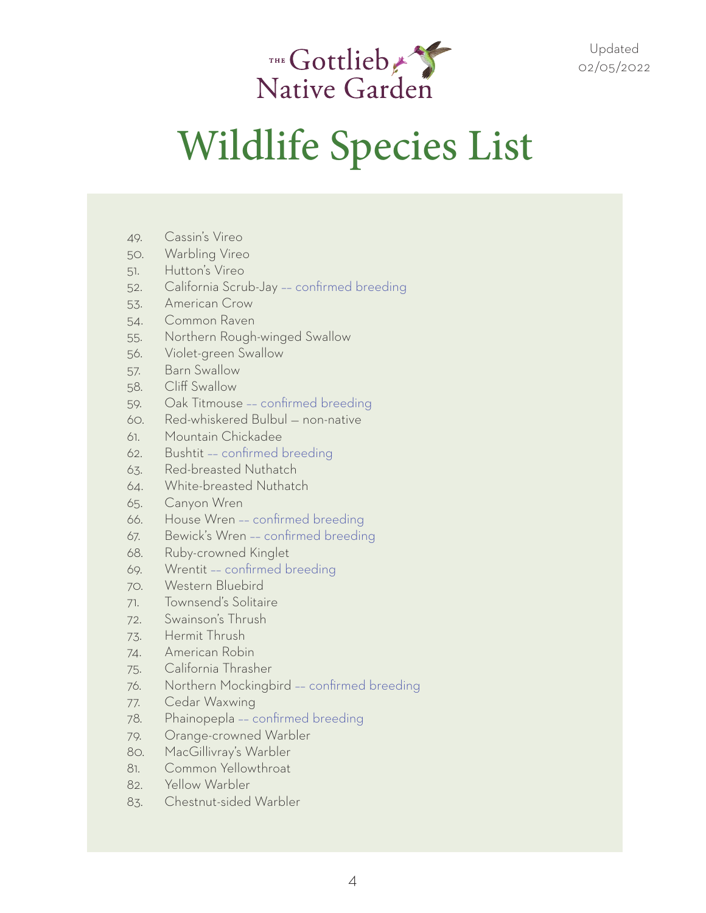# Wildlife Species List

49. Cassin's Vireo
50. Warbling Vireo
51. Hutton's Vireo
52. California Scrub-Jay -- confirmed breeding
53. American Crow
54. Common Raven
55. Northern Rough-winged Swallow
56. Violet-green Swallow
57. Barn Swallow
58. Cliff Swallow
59. Oak Titmouse -- confirmed breeding
60. Red-whiskered Bulbul — non-native
61. Mountain Chickadee
62. Bushtit -- confirmed breeding
63. Red-breasted Nuthatch
64. White-breasted Nuthatch
65. Canyon Wren
66. House Wren -- confirmed breeding
67. Bewick's Wren -- confirmed breeding
68. Ruby-crowned Kinglet
69. Wrentit -- confirmed breeding
70. Western Bluebird
71. Townsend's Solitaire
72. Swainson's Thrush
73. Hermit Thrush
74. American Robin
75. California Thrasher
76. Northern Mockingbird -- confirmed breeding
77. Cedar Waxwing
78. Phainopepla -- confirmed breeding
79. Orange-crowned Warbler
80. MacGillivray's Warbler
81. Common Yellowthroat
82. Yellow Warbler
83. Chestnut-sided Warbler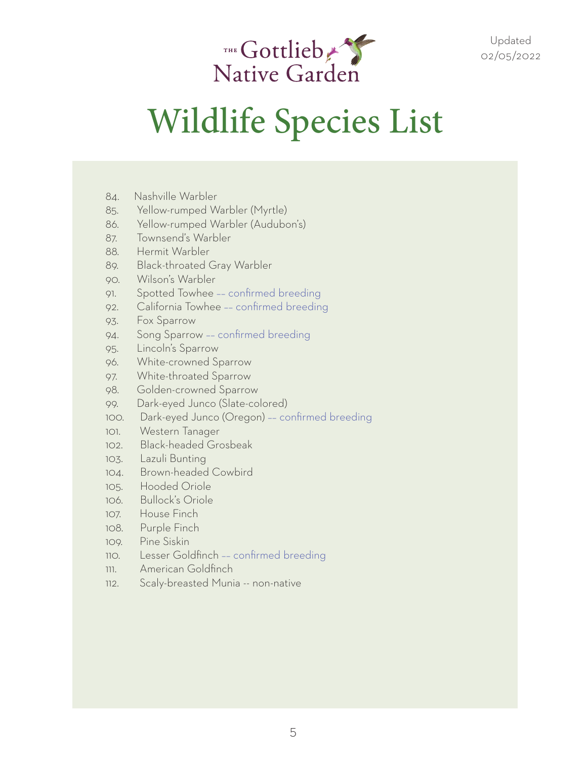# Wildlife Species List

Updated 02/05/2022

84. Nashville Warbler
85. Yellow-rumped Warbler (Myrtle)
86. Yellow-rumped Warbler (Audubon's)
87. Townsend's Warbler
88. Hermit Warbler
89. Black-throated Gray Warbler
90. Wilson's Warbler
91. Spotted Towhee -- confirmed breeding
92. California Towhee -- confirmed breeding
93. Fox Sparrow
94. Song Sparrow -- confirmed breeding
95. Lincoln's Sparrow
96. White-crowned Sparrow
97. White-throated Sparrow
98. Golden-crowned Sparrow
99. Dark-eyed Junco (Slate-colored)
100. Dark-eyed Junco (Oregon) -- confirmed breeding
101. Western Tanager
102. Black-headed Grosbeak
103. Lazuli Bunting
104. Brown-headed Cowbird
105. Hooded Oriole
106. Bullock's Oriole
107. House Finch
108. Purple Finch
109. Pine Siskin
110. Lesser Goldfinch -- confirmed breeding
111. American Goldfinch
112. Scaly-breasted Munia -- non-native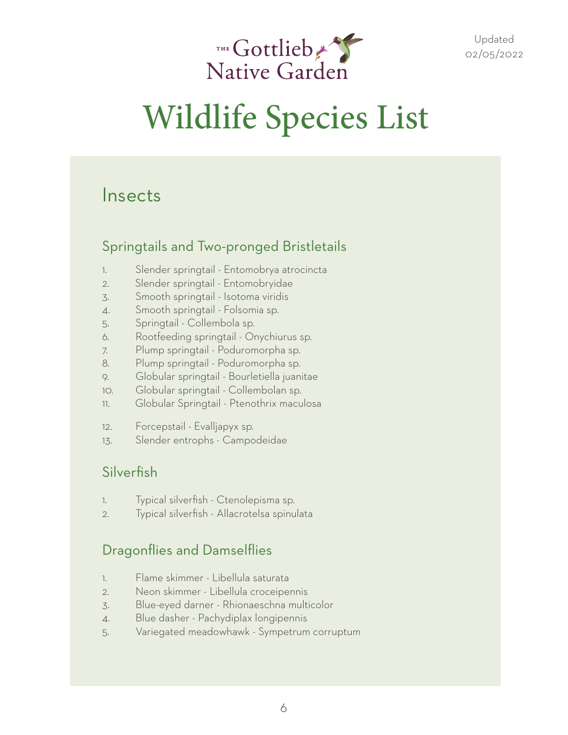# Wildlife Species List

## Insects

### Springtails and Two-pronged Bristletails

1. Slender springtail - Entomobrya atrocincta
2. Slender springtail - Entomobryidae
3. Smooth springtail - Isotoma viridis
4. Smooth springtail - Folsomia sp.
5. Springtail - Collembola sp.
6. Rootfeeding springtail - Onychiurus sp.
7. Plump springtail - Poduromorpha sp.
8. Plump springtail - Poduromorpha sp.
9. Globular springtail - Bourletiella juanitae
10. Globular springtail - Collembolan sp.
11. Globular Springtail - Ptenothrix maculosa
12. Forcepstail - Evalljapyx sp.
13. Slender entrophs - Campodeidae

### Silverfish

1. Typical silverfish - Ctenolepisma sp.
2. Typical silverfish - Allacrotelsa spinulata

### Dragonflies and Damselflies

1. Flame skimmer - Libellula saturata
2. Neon skimmer - Libellula croceipennis
3. Blue-eyed darner - Rhionaeschna multicolor
4. Blue dasher - Pachydiplax longipennis
5. Variegated meadowhawk - Sympetrum corruptum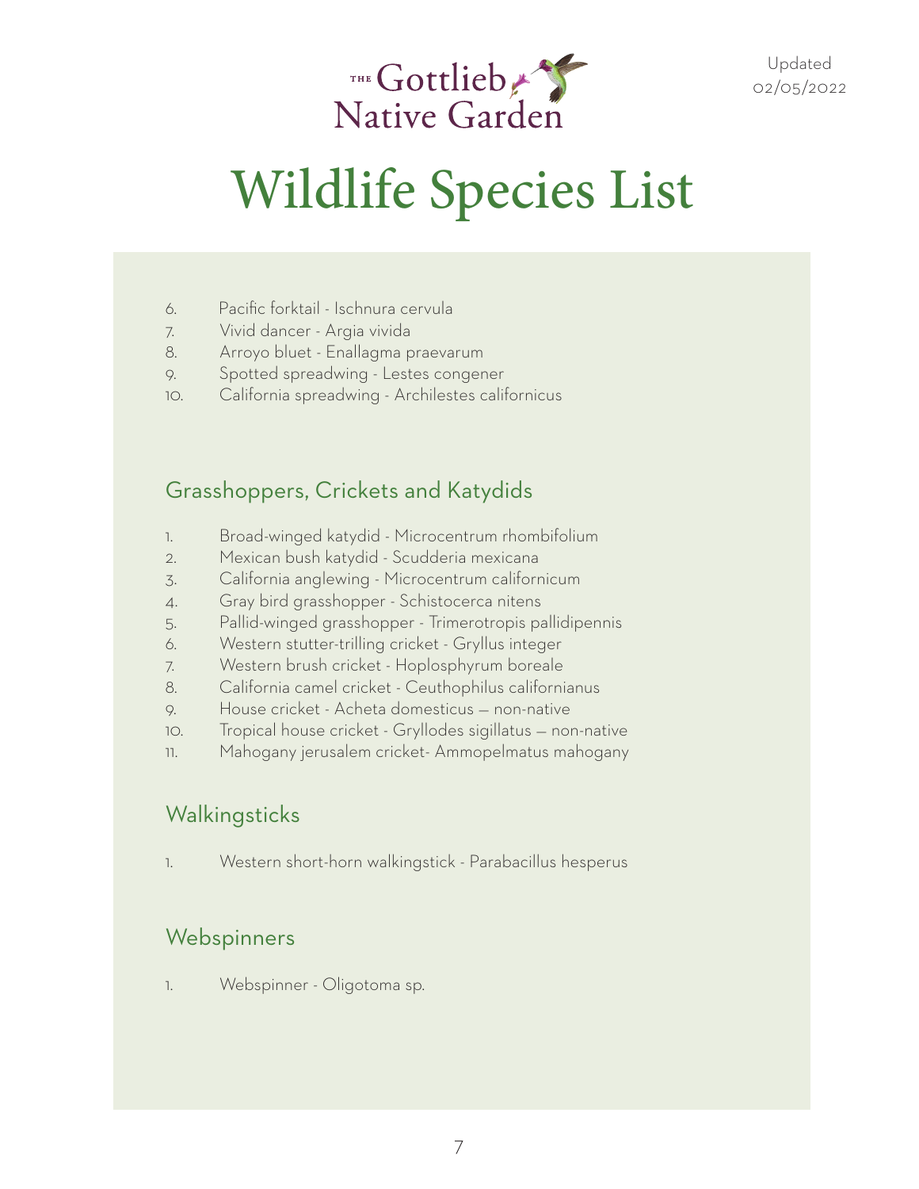6. Pacific forktail - Ischnura cervula
7. Vivid dancer - Argia vivida
8. Arroyo bluet - Enallagma praevarum
9. Spotted spreadwing - Lestes congener
10. California spreadwing - Archilestes californicus

## Grasshoppers, Crickets and Katydids

1. Broad-winged katydid - Microcentrum rhombifolium
2. Mexican bush katydid - Scudderia mexicana
3. California anglewing - Microcentrum californicum
4. Gray bird grasshopper - Schistocerca nitens
5. Pallid-winged grasshopper - Trimerotropis pallidipennis
6. Western stutter-trilling cricket - Gryllus integer
7. Western brush cricket - Hoplosphyrum boreale
8. California camel cricket - Ceuthophilus californianus
9. House cricket - Acheta domesticus — non-native
10. Tropical house cricket - Gryllodes sigillatus — non-native
11. Mahogany jerusalem cricket- Ammopelmatus mahogany

## Walkingsticks

1. Western short-horn walkingstick - Parabacillus hesperus

## Webspinners

1. Webspinner - Oligotoma sp.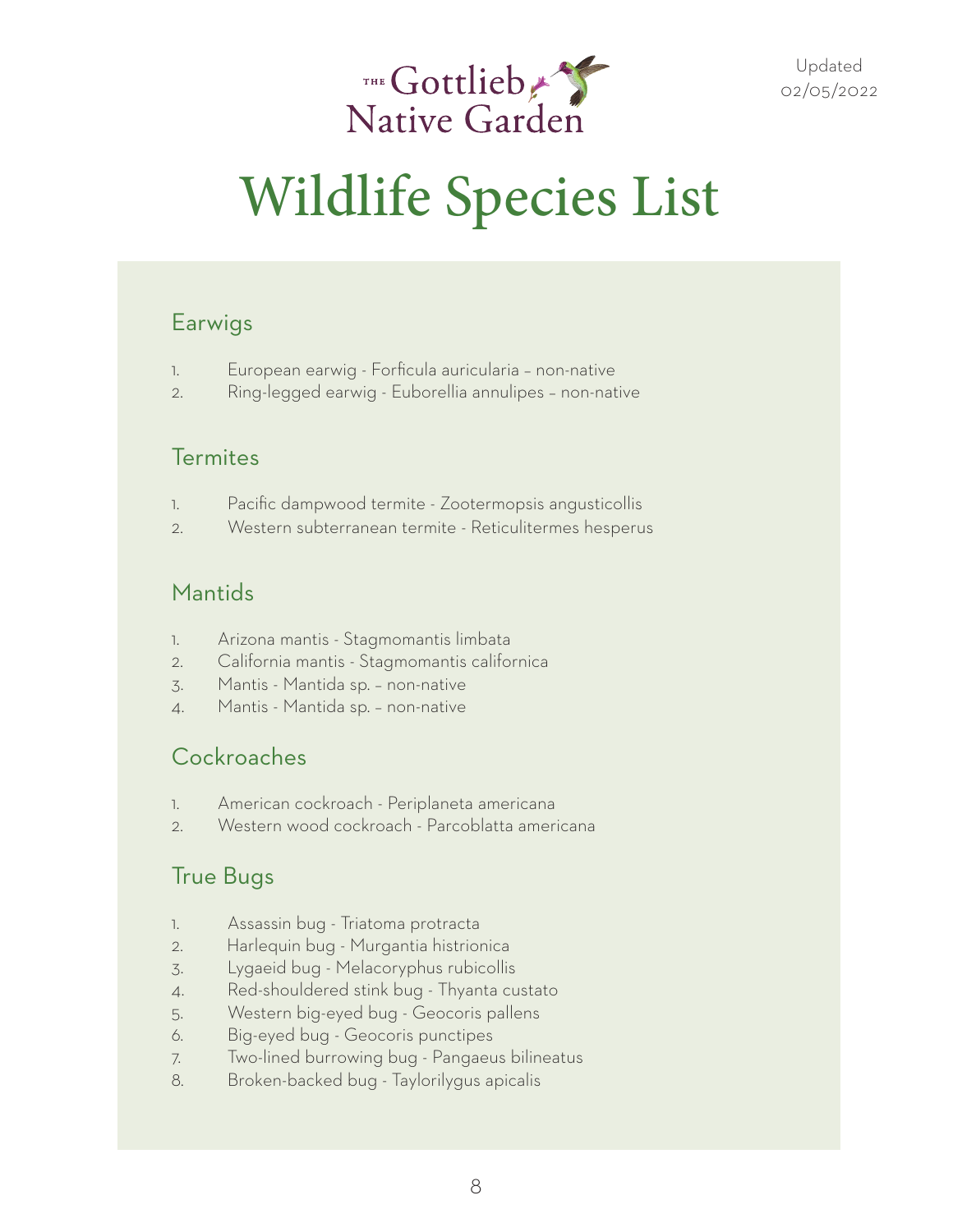THE Gottlieb Native Garden

Updated 02/05/2022

# Wildlife Species List

## Earwigs

1. European earwig - Forficula auricularia – non-native
2. Ring-legged earwig - Euborellia annulipes – non-native

## Termites

1. Pacific dampwood termite - Zootermopsis angusticollis
2. Western subterranean termite - Reticulitermes hesperus

## Mantids

1. Arizona mantis - Stagmomantis limbata
2. California mantis - Stagmomantis californica
3. Mantis - Mantida sp. – non-native
4. Mantis - Mantida sp. – non-native

## Cockroaches

1. American cockroach - Periplaneta americana
2. Western wood cockroach - Parcoblatta americana

## True Bugs

1. Assassin bug - Triatoma protracta
2. Harlequin bug - Murgantia histrionica
3. Lygaeid bug - Melacoryphus rubicollis
4. Red-shouldered stink bug - Thyanta custato
5. Western big-eyed bug - Geocoris pallens
6. Big-eyed bug - Geocoris punctipes
7. Two-lined burrowing bug - Pangaeus bilineatus
8. Broken-backed bug - Taylorilygus apicalis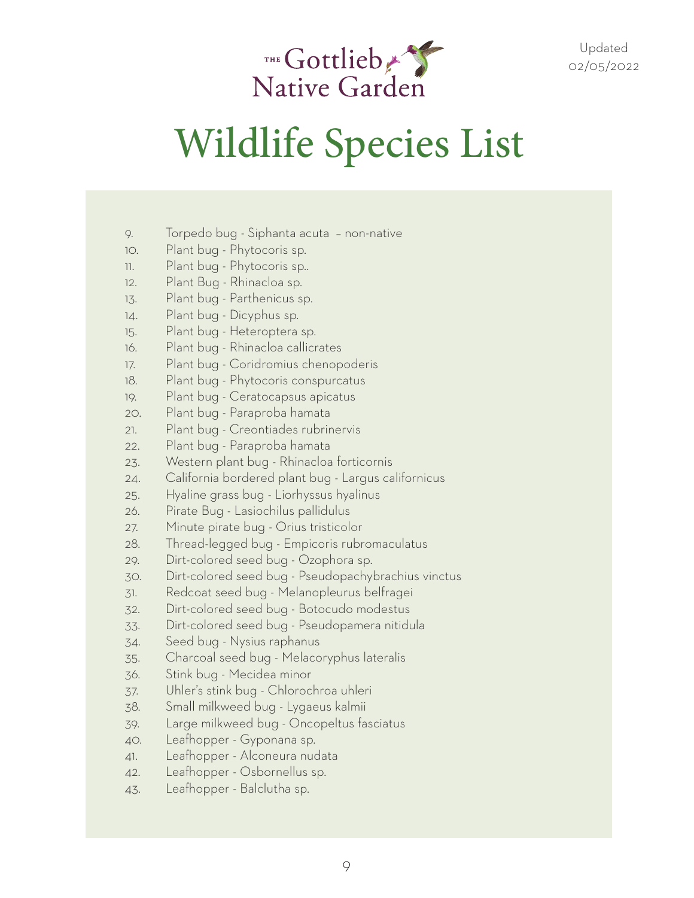# The Gottlieb Native Garden

Updated 02/05/2022

# Wildlife Species List

9. Torpedo bug - Siphanta acuta – non-native
10. Plant bug - Phytocoris sp.
11. Plant bug - Phytocoris sp..
12. Plant Bug - Rhinacloa sp.
13. Plant bug - Parthenicus sp.
14. Plant bug - Dicyphus sp.
15. Plant bug - Heteroptera sp.
16. Plant bug - Rhinacloa callicrates
17. Plant bug - Coridromius chenopoderis
18. Plant bug - Phytocoris conspurcatus
19. Plant bug - Ceratocapsus apicatus
20. Plant bug - Paraproba hamata
21. Plant bug - Creontiades rubrinervis
22. Plant bug - Paraproba hamata
23. Western plant bug - Rhinacloa forticornis
24. California bordered plant bug - Largus californicus
25. Hyaline grass bug - Liorhyssus hyalinus
26. Pirate Bug - Lasiochilus pallidulus
27. Minute pirate bug - Orius tristicolor
28. Thread-legged bug - Empicoris rubromaculatus
29. Dirt-colored seed bug - Ozophora sp.
30. Dirt-colored seed bug - Pseudopachybrachius vinctus
31. Redcoat seed bug - Melanopleurus belfragei
32. Dirt-colored seed bug - Botocudo modestus
33. Dirt-colored seed bug - Pseudopamera nitidula
34. Seed bug - Nysius raphanus
35. Charcoal seed bug - Melacoryphus lateralis
36. Stink bug - Mecidea minor
37. Uhler's stink bug - Chlorochroa uhleri
38. Small milkweed bug - Lygaeus kalmii
39. Large milkweed bug - Oncopeltus fasciatus
40. Leafhopper - Gyponana sp.
41. Leafhopper - Alconeura nudata
42. Leafhopper - Osbornellus sp.
43. Leafhopper - Balclutha sp.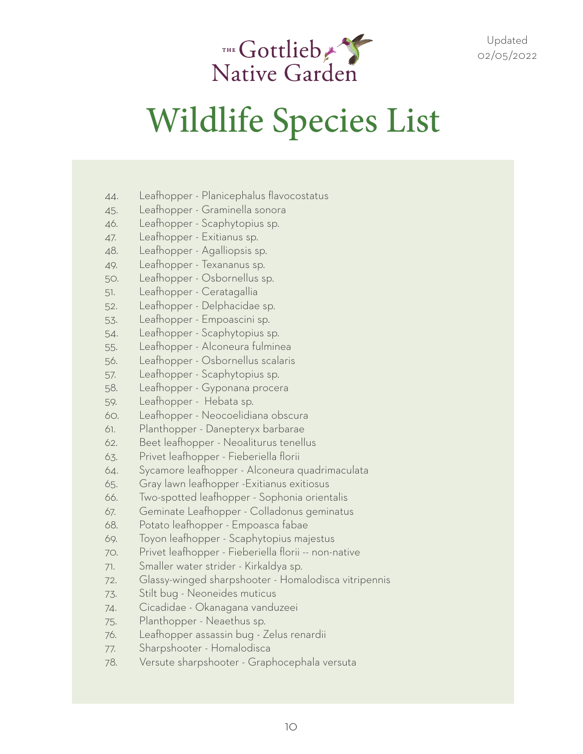# Wildlife Species List

44. Leafhopper - Planicephalus flavocostatus
45. Leafhopper - Graminella sonora
46. Leafhopper - Scaphytopius sp.
47. Leafhopper - Exitianus sp.
48. Leafhopper - Agalliopsis sp.
49. Leafhopper - Texananus sp.
50. Leafhopper - Osbornellus sp.
51. Leafhopper - Ceratagallia
52. Leafhopper - Delphacidae sp.
53. Leafhopper - Empoascini sp.
54. Leafhopper - Scaphytopius sp.
55. Leafhopper - Alconeura fulminea
56. Leafhopper - Osbornellus scalaris
57. Leafhopper - Scaphytopius sp.
58. Leafhopper - Gyponana procera
59. Leafhopper - Hebata sp.
60. Leafhopper - Neocoelidiana obscura
61. Planthopper - Danepteryx barbarae
62. Beet leafhopper - Neoaliturus tenellus
63. Privet leafhopper - Fieberiella florii
64. Sycamore leafhopper - Alconeura quadrimaculata
65. Gray lawn leafhopper -Exitianus exitiosus
66. Two-spotted leafhopper - Sophonia orientalis
67. Geminate Leafhopper - Colladonus geminatus
68. Potato leafhopper - Empoasca fabae
69. Toyon leafhopper - Scaphytopius majestus
70. Privet leafhopper - Fieberiella florii -- non-native
71. Smaller water strider - Kirkaldya sp.
72. Glassy-winged sharpshooter - Homalodisca vitripennis
73. Stilt bug - Neoneides muticus
74. Cicadidae - Okanagana vanduzeei
75. Planthopper - Neaethus sp.
76. Leafhopper assassin bug - Zelus renardii
77. Sharpshooter - Homalodisca
78. Versute sharpshooter - Graphocephala versuta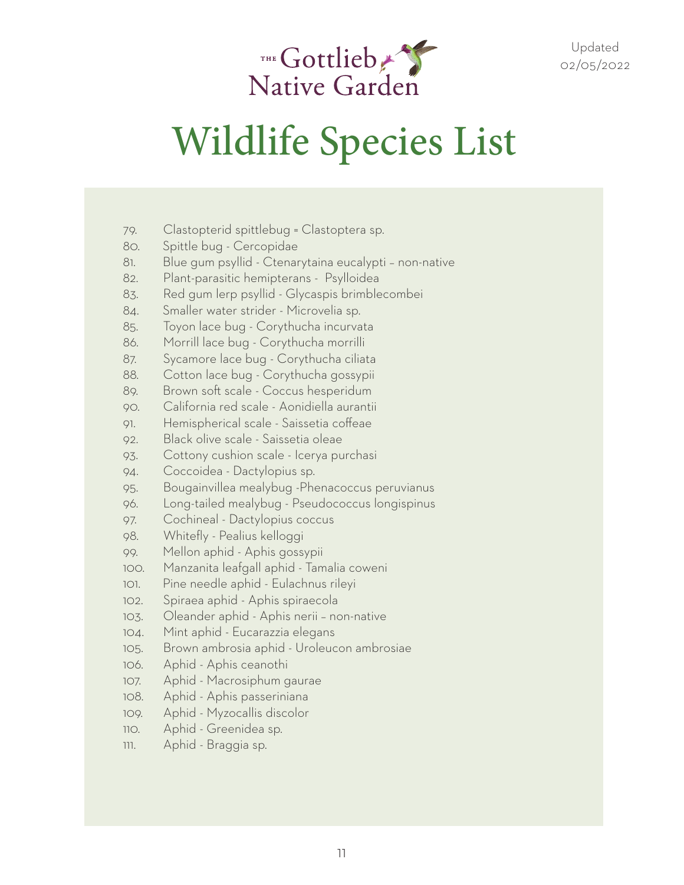# Wildlife Species List

79. Clastopterid spittlebug = Clastoptera sp.
80. Spittle bug - Cercopidae
81. Blue gum psyllid - Ctenarytaina eucalypti – non-native
82. Plant-parasitic hemipterans - Psylloidea
83. Red gum lerp psyllid - Glycaspis brimblecombei
84. Smaller water strider - Microvelia sp.
85. Toyon lace bug - Corythucha incurvata
86. Morrill lace bug - Corythucha morrilli
87. Sycamore lace bug - Corythucha ciliata
88. Cotton lace bug - Corythucha gossypii
89. Brown soft scale - Coccus hesperidum
90. California red scale - Aonidiella aurantii
91. Hemispherical scale - Saissetia coffeae
92. Black olive scale - Saissetia oleae
93. Cottony cushion scale - Icerya purchasi
94. Coccoidea - Dactylopius sp.
95. Bougainvillea mealybug -Phenacoccus peruvianus
96. Long-tailed mealybug - Pseudococcus longispinus
97. Cochineal - Dactylopius coccus
98. Whitefly - Pealius kelloggi
99. Mellon aphid - Aphis gossypii
100. Manzanita leafgall aphid - Tamalia coweni
101. Pine needle aphid - Eulachnus rileyi
102. Spiraea aphid - Aphis spiraecola
103. Oleander aphid - Aphis nerii – non-native
104. Mint aphid - Eucarazzia elegans
105. Brown ambrosia aphid - Uroleucon ambrosiae
106. Aphid - Aphis ceanothi
107. Aphid - Macrosiphum gaurae
108. Aphid - Aphis passeriniana
109. Aphid - Myzocallis discolor
110. Aphid - Greenidea sp.
111. Aphid - Braggia sp.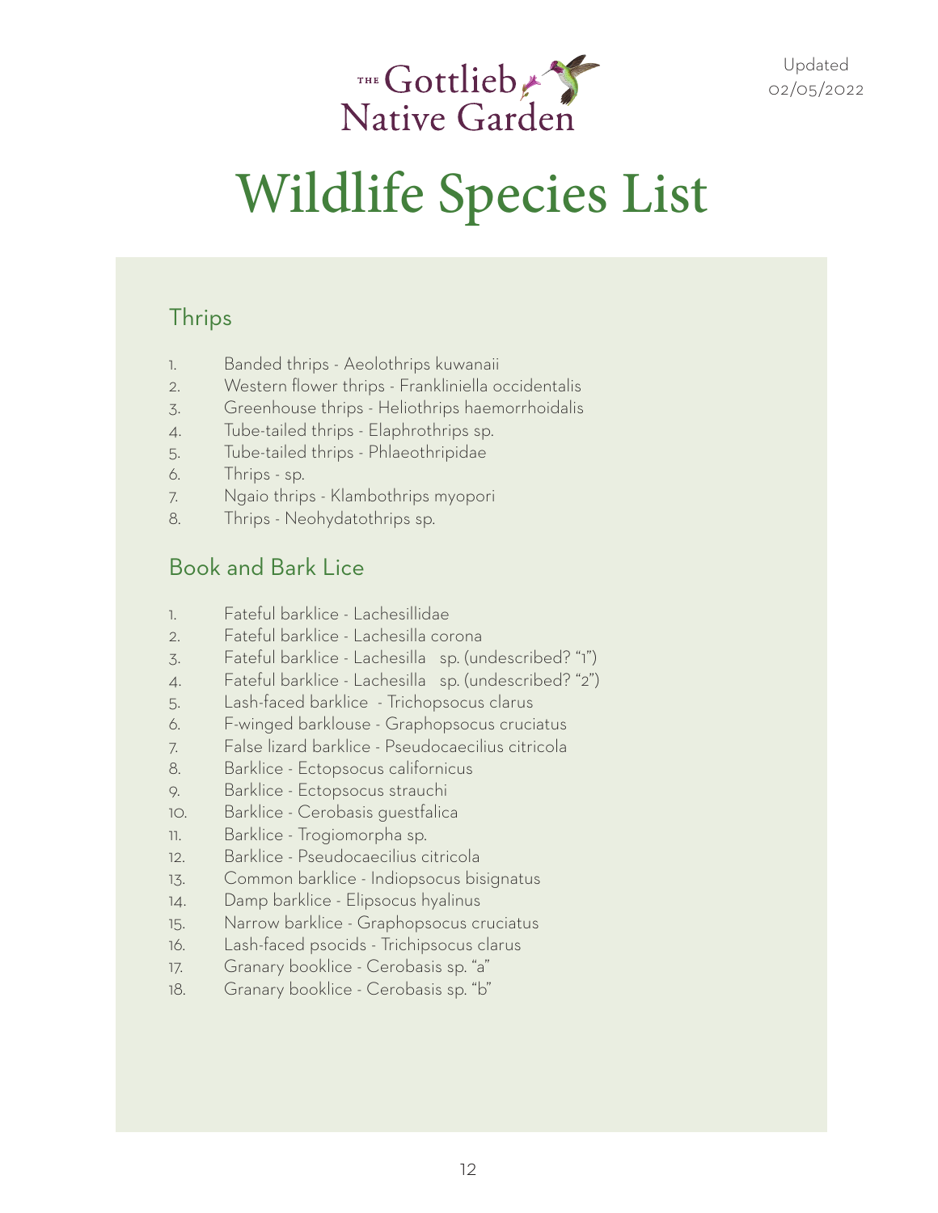The Gottlieb Native Garden

Updated 02/05/2022

# Wildlife Species List

## Thrips

1. Banded thrips - Aeolothrips kuwanaii
2. Western flower thrips - Frankliniella occidentalis
3. Greenhouse thrips - Heliothrips haemorrhoidalis
4. Tube-tailed thrips - Elaphrothrips sp.
5. Tube-tailed thrips - Phlaeothripidae
6. Thrips - sp.
7. Ngaio thrips - Klambothrips myopori
8. Thrips - Neohydatothrips sp.

## Book and Bark Lice

1. Fateful barklice - Lachesillidae
2. Fateful barklice - Lachesilla corona
3. Fateful barklice - Lachesilla sp. (undescribed? "1")
4. Fateful barklice - Lachesilla sp. (undescribed? "2")
5. Lash-faced barklice - Trichopsocus clarus
6. F-winged barklouse - Graphopsocus cruciatus
7. False lizard barklice - Pseudocaecilius citricola
8. Barklice - Ectopsocus californicus
9. Barklice - Ectopsocus strauchi
10. Barklice - Cerobasis guestfalica
11. Barklice - Trogiomorpha sp.
12. Barklice - Pseudocaecilius citricola
13. Common barklice - Indiopsocus bisignatus
14. Damp barklice - Elipsocus hyalinus
15. Narrow barklice - Graphopsocus cruciatus
16. Lash-faced psocids - Trichipsocus clarus
17. Granary booklice - Cerobasis sp. "a"
18. Granary booklice - Cerobasis sp. "b"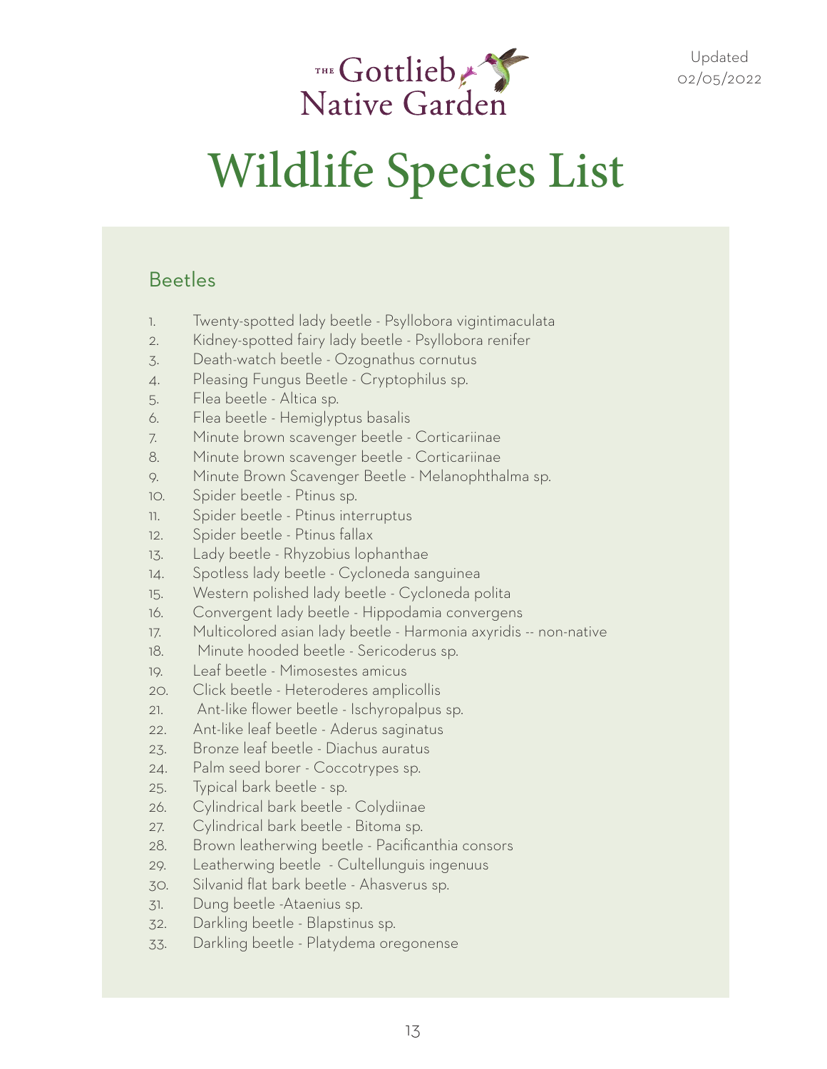The Gottlieb Native Garden

Updated 02/05/2022

# Wildlife Species List

## Beetles

1. Twenty-spotted lady beetle - Psyllobora vigintimaculata
2. Kidney-spotted fairy lady beetle - Psyllobora renifer
3. Death-watch beetle - Ozognathus cornutus
4. Pleasing Fungus Beetle - Cryptophilus sp.
5. Flea beetle - Altica sp.
6. Flea beetle - Hemiglyptus basalis
7. Minute brown scavenger beetle - Corticariinae
8. Minute brown scavenger beetle - Corticariinae
9. Minute Brown Scavenger Beetle - Melanophthalma sp.
10. Spider beetle - Ptinus sp.
11. Spider beetle - Ptinus interruptus
12. Spider beetle - Ptinus fallax
13. Lady beetle - Rhyzobius lophanthae
14. Spotless lady beetle - Cycloneda sanguinea
15. Western polished lady beetle - Cycloneda polita
16. Convergent lady beetle - Hippodamia convergens
17. Multicolored asian lady beetle - Harmonia axyridis -- non-native
18. Minute hooded beetle - Sericoderus sp.
19. Leaf beetle - Mimosestes amicus
20. Click beetle - Heteroderes amplicollis
21. Ant-like flower beetle - Ischyropalpus sp.
22. Ant-like leaf beetle - Aderus saginatus
23. Bronze leaf beetle - Diachus auratus
24. Palm seed borer - Coccotrypes sp.
25. Typical bark beetle - sp.
26. Cylindrical bark beetle - Colydiinae
27. Cylindrical bark beetle - Bitoma sp.
28. Brown leatherwing beetle - Pacificanthia consors
29. Leatherwing beetle - Cultellunguis ingenuus
30. Silvanid flat bark beetle - Ahasverus sp.
31. Dung beetle -Ataenius sp.
32. Darkling beetle - Blapstinus sp.
33. Darkling beetle - Platydema oregonense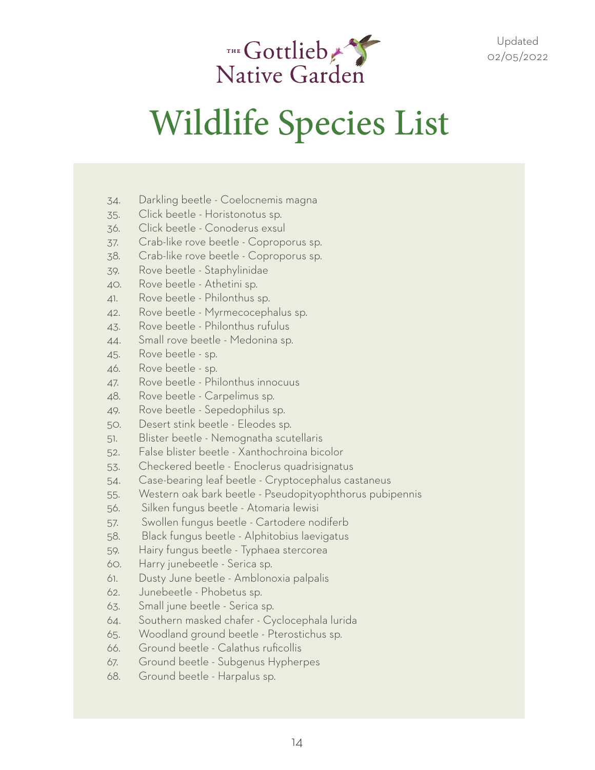# Wildlife Species List

34. Darkling beetle - Coelocnemis magna
35. Click beetle - Horistonotus sp.
36. Click beetle - Conoderus exsul
37. Crab-like rove beetle - Coproporus sp.
38. Crab-like rove beetle - Coproporus sp.
39. Rove beetle - Staphylinidae
40. Rove beetle - Athetini sp.
41. Rove beetle - Philonthus sp.
42. Rove beetle - Myrmecocephalus sp.
43. Rove beetle - Philonthus rufulus
44. Small rove beetle - Medonina sp.
45. Rove beetle - sp.
46. Rove beetle - sp.
47. Rove beetle - Philonthus innocuus
48. Rove beetle - Carpelimus sp.
49. Rove beetle - Sepedophilus sp.
50. Desert stink beetle - Eleodes sp.
51. Blister beetle - Nemognatha scutellaris
52. False blister beetle - Xanthochroina bicolor
53. Checkered beetle - Enoclerus quadrisignatus
54. Case-bearing leaf beetle - Cryptocephalus castaneus
55. Western oak bark beetle - Pseudopityophthorus pubipennis
56. Silken fungus beetle - Atomaria lewisi
57. Swollen fungus beetle - Cartodere nodiferb
58. Black fungus beetle - Alphitobius laevigatus
59. Hairy fungus beetle - Typhaea stercorea
60. Harry junebeetle - Serica sp.
61. Dusty June beetle - Amblonoxia palpalis
62. Junebeetle - Phobetus sp.
63. Small june beetle - Serica sp.
64. Southern masked chafer - Cyclocephala lurida
65. Woodland ground beetle - Pterostichus sp.
66. Ground beetle - Calathus ruficollis
67. Ground beetle - Subgenus Hypherpes
68. Ground beetle - Harpalus sp.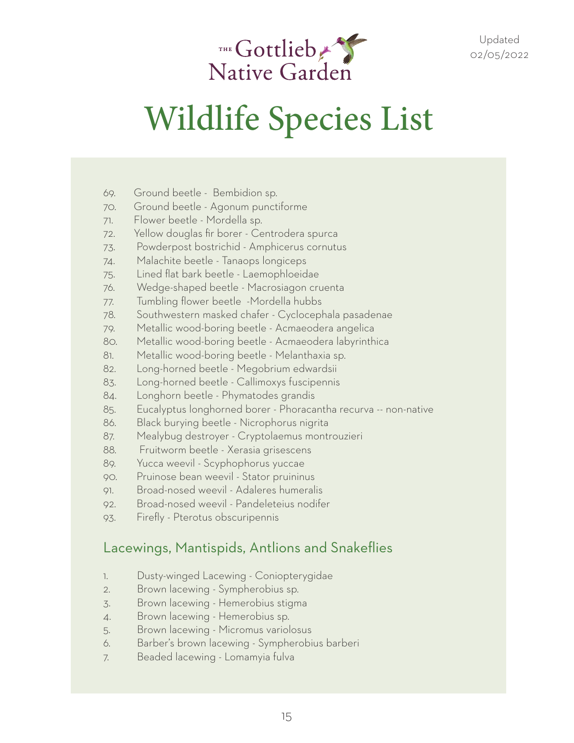# Wildlife Species List

69. Ground beetle - Bembidion sp.
70. Ground beetle - Agonum punctiforme
71. Flower beetle - Mordella sp.
72. Yellow douglas fir borer - Centrodera spurca
73. Powderpost bostrichid - Amphicerus cornutus
74. Malachite beetle - Tanaops longiceps
75. Lined flat bark beetle - Laemophloeidae
76. Wedge-shaped beetle - Macrosiagon cruenta
77. Tumbling flower beetle -Mordella hubbs
78. Southwestern masked chafer - Cyclocephala pasadenae
79. Metallic wood-boring beetle - Acmaeodera angelica
80. Metallic wood-boring beetle - Acmaeodera labyrinthica
81. Metallic wood-boring beetle - Melanthaxia sp.
82. Long-horned beetle - Megobrium edwardsii
83. Long-horned beetle - Callimoxys fuscipennis
84. Longhorn beetle - Phymatodes grandis
85. Eucalyptus longhorned borer - Phoracantha recurva -- non-native
86. Black burying beetle - Nicrophorus nigrita
87. Mealybug destroyer - Cryptolaemus montrouzieri
88. Fruitworm beetle - Xerasia grisescens
89. Yucca weevil - Scyphophorus yuccae
90. Pruinose bean weevil - Stator pruininus
91. Broad-nosed weevil - Adaleres humeralis
92. Broad-nosed weevil - Pandeleteius nodifer
93. Firefly - Pterotus obscuripennis

## Lacewings, Mantispids, Antlions and Snakeflies

1. Dusty-winged Lacewing - Coniopterygidae
2. Brown lacewing - Sympherobius sp.
3. Brown lacewing - Hemerobius stigma
4. Brown lacewing - Hemerobius sp.
5. Brown lacewing - Micromus variolosus
6. Barber's brown lacewing - Sympherobius barberi
7. Beaded lacewing - Lomamyia fulva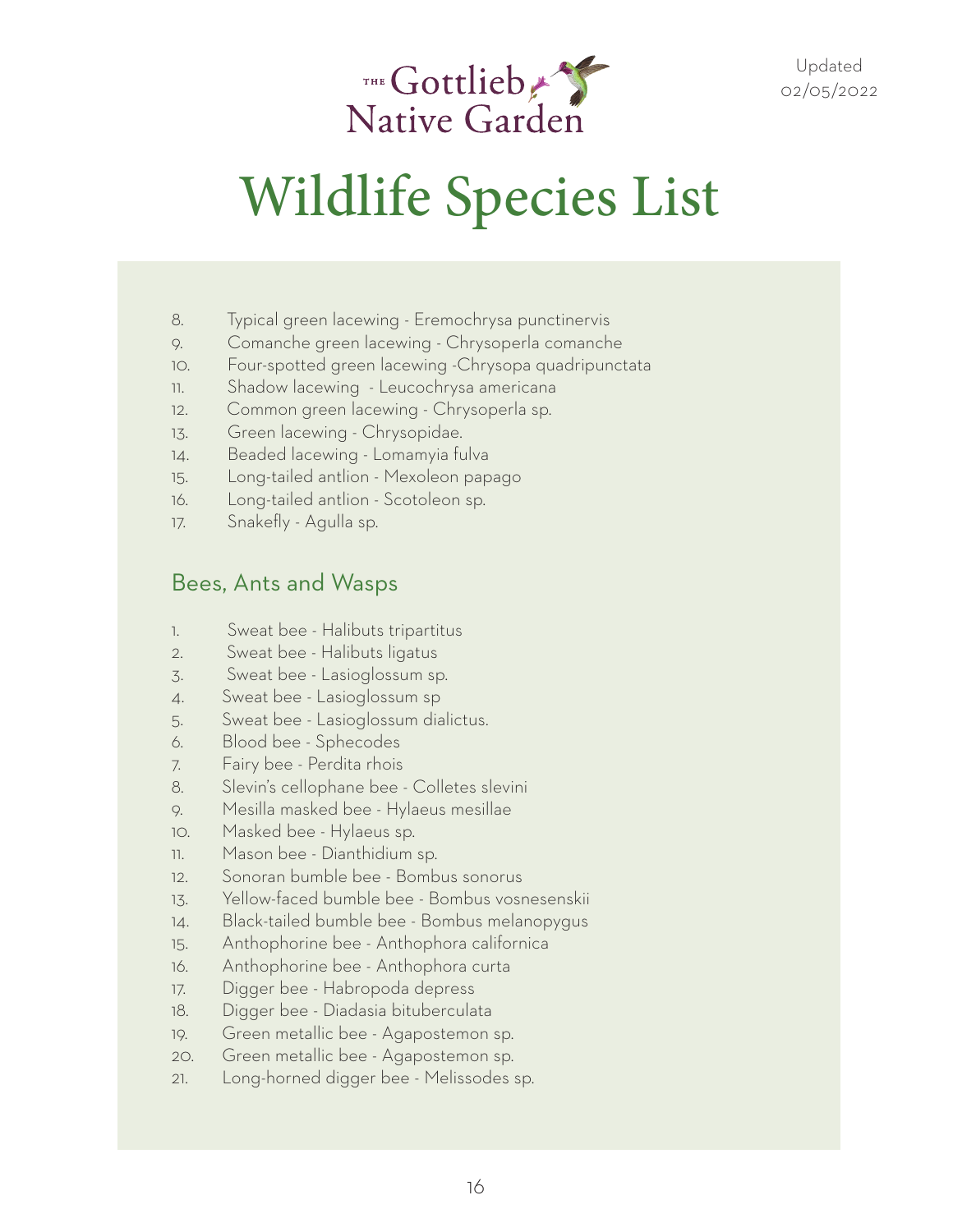# Wildlife Species List

8. Typical green lacewing - Eremochrysa punctinervis
9. Comanche green lacewing - Chrysoperla comanche
10. Four-spotted green lacewing -Chrysopa quadripunctata
11. Shadow lacewing - Leucochrysa americana
12. Common green lacewing - Chrysoperla sp.
13. Green lacewing - Chrysopidae.
14. Beaded lacewing - Lomamyia fulva
15. Long-tailed antlion - Mexoleon papago
16. Long-tailed antlion - Scotoleon sp.
17. Snakefly - Agulla sp.

## Bees, Ants and Wasps

1. Sweat bee - Halibuts tripartitus
2. Sweat bee - Halibuts ligatus
3. Sweat bee - Lasioglossum sp.
4. Sweat bee - Lasioglossum sp
5. Sweat bee - Lasioglossum dialictus.
6. Blood bee - Sphecodes
7. Fairy bee - Perdita rhois
8. Slevin's cellophane bee - Colletes slevini
9. Mesilla masked bee - Hylaeus mesillae
10. Masked bee - Hylaeus sp.
11. Mason bee - Dianthidium sp.
12. Sonoran bumble bee - Bombus sonorus
13. Yellow-faced bumble bee - Bombus vosnesenskii
14. Black-tailed bumble bee - Bombus melanopygus
15. Anthophorine bee - Anthophora californica
16. Anthophorine bee - Anthophora curta
17. Digger bee - Habropoda depress
18. Digger bee - Diadasia bituberculata
19. Green metallic bee - Agapostemon sp.
20. Green metallic bee - Agapostemon sp.
21. Long-horned digger bee - Melissodes sp.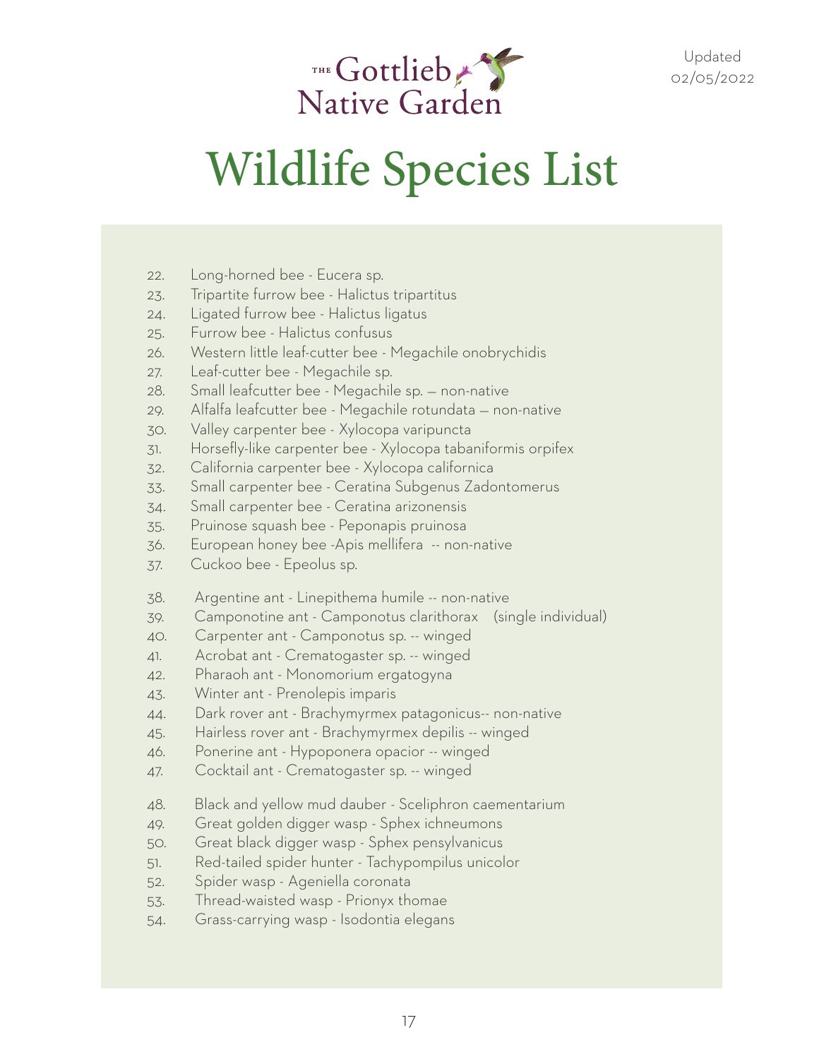# Wildlife Species List

22. Long-horned bee - Eucera sp.
23. Tripartite furrow bee - Halictus tripartitus
24. Ligated furrow bee - Halictus ligatus
25. Furrow bee - Halictus confusus
26. Western little leaf-cutter bee - Megachile onobrychidis
27. Leaf-cutter bee - Megachile sp.
28. Small leafcutter bee - Megachile sp. — non-native
29. Alfalfa leafcutter bee - Megachile rotundata — non-native
30. Valley carpenter bee - Xylocopa varipuncta
31. Horsefly-like carpenter bee - Xylocopa tabaniformis orpifex
32. California carpenter bee - Xylocopa californica
33. Small carpenter bee - Ceratina Subgenus Zadontomerus
34. Small carpenter bee - Ceratina arizonensis
35. Pruinose squash bee - Peponapis pruinosa
36. European honey bee -Apis mellifera -- non-native
37. Cuckoo bee - Epeolus sp.

38. Argentine ant - Linepithema humile -- non-native
39. Camponotine ant - Camponotus clarithorax (single individual)
40. Carpenter ant - Camponotus sp. -- winged
41. Acrobat ant - Crematogaster sp. -- winged
42. Pharaoh ant - Monomorium ergatogyna
43. Winter ant - Prenolepis imparis
44. Dark rover ant - Brachymyrmex patagonicus-- non-native
45. Hairless rover ant - Brachymyrmex depilis -- winged
46. Ponerine ant - Hypoponera opacior -- winged
47. Cocktail ant - Crematogaster sp. -- winged

48. Black and yellow mud dauber - Sceliphron caementarium
49. Great golden digger wasp - Sphex ichneumons
50. Great black digger wasp - Sphex pensylvanicus
51. Red-tailed spider hunter - Tachypompilus unicolor
52. Spider wasp - Ageniella coronata
53. Thread-waisted wasp - Prionyx thomae
54. Grass-carrying wasp - Isodontia elegans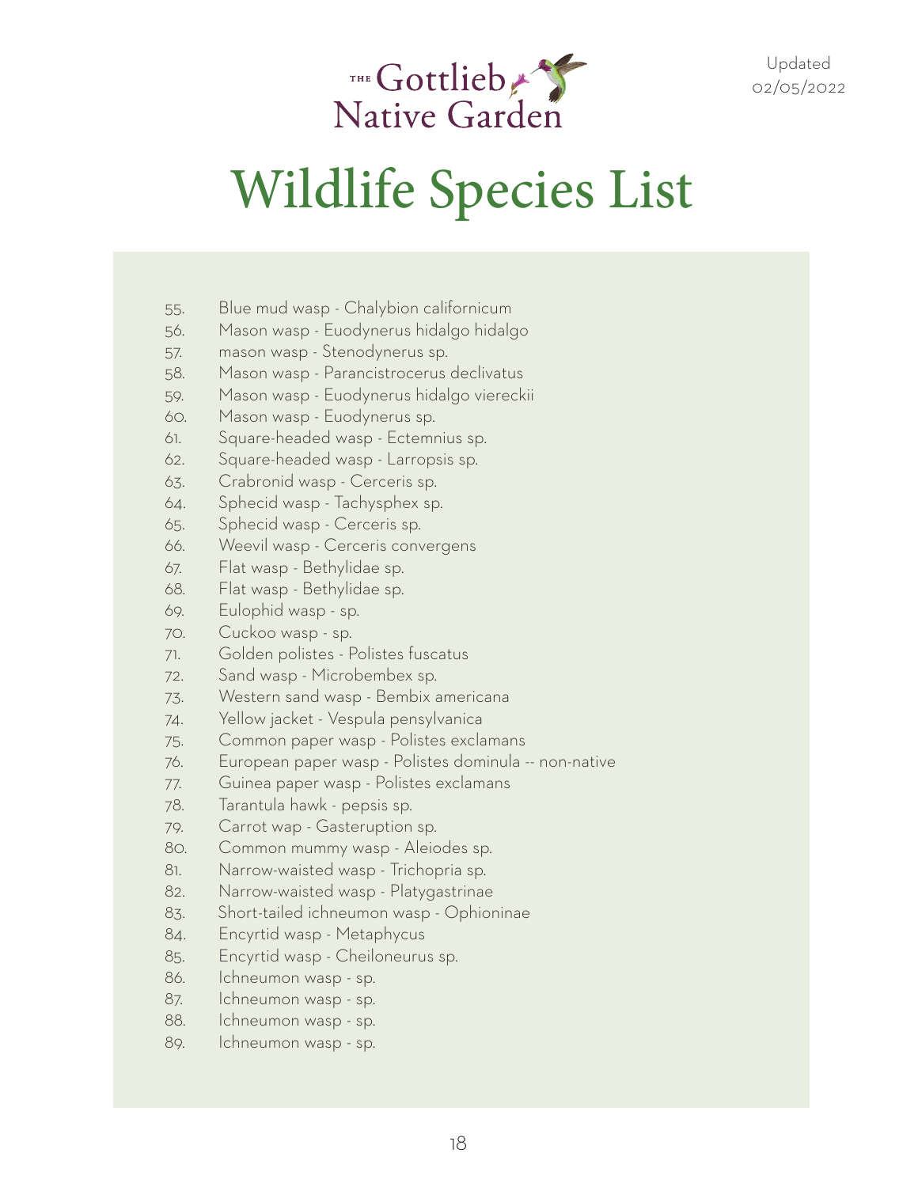THE Gottlieb Native Garden

Updated 02/05/2022

# Wildlife Species List

55. Blue mud wasp - Chalybion californicum
56. Mason wasp - Euodynerus hidalgo hidalgo
57. mason wasp - Stenodynerus sp.
58. Mason wasp - Parancistrocerus declivatus
59. Mason wasp - Euodynerus hidalgo viereckii
60. Mason wasp - Euodynerus sp.
61. Square-headed wasp - Ectemnius sp.
62. Square-headed wasp - Larropsis sp.
63. Crabronid wasp - Cerceris sp.
64. Sphecid wasp - Tachysphex sp.
65. Sphecid wasp - Cerceris sp.
66. Weevil wasp - Cerceris convergens
67. Flat wasp - Bethylidae sp.
68. Flat wasp - Bethylidae sp.
69. Eulophid wasp - sp.
70. Cuckoo wasp - sp.
71. Golden polistes - Polistes fuscatus
72. Sand wasp - Microbembex sp.
73. Western sand wasp - Bembix americana
74. Yellow jacket - Vespula pensylvanica
75. Common paper wasp - Polistes exclamans
76. European paper wasp - Polistes dominula -- non-native
77. Guinea paper wasp - Polistes exclamans
78. Tarantula hawk - pepsis sp.
79. Carrot wap - Gasteruption sp.
80. Common mummy wasp - Aleiodes sp.
81. Narrow-waisted wasp - Trichopria sp.
82. Narrow-waisted wasp - Platygastrinae
83. Short-tailed ichneumon wasp - Ophioninae
84. Encyrtid wasp - Metaphycus
85. Encyrtid wasp - Cheiloneurus sp.
86. Ichneumon wasp - sp.
87. Ichneumon wasp - sp.
88. Ichneumon wasp - sp.
89. Ichneumon wasp - sp.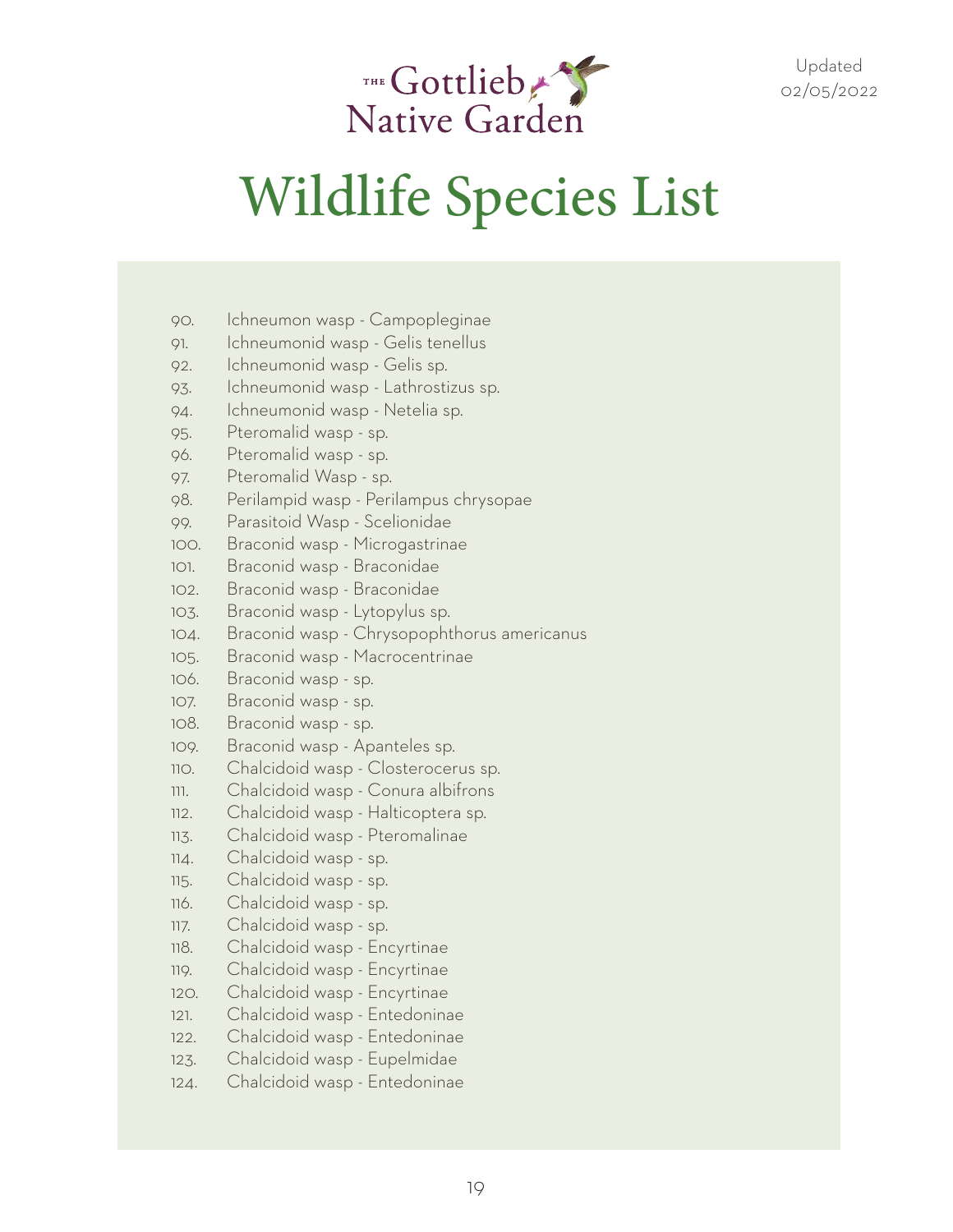# Wildlife Species List

90. Ichneumon wasp - Campopleginae
91. Ichneumonid wasp - Gelis tenellus
92. Ichneumonid wasp - Gelis sp.
93. Ichneumonid wasp - Lathrostizus sp.
94. Ichneumonid wasp - Netelia sp.
95. Pteromalid wasp - sp.
96. Pteromalid wasp - sp.
97. Pteromalid Wasp - sp.
98. Perilampid wasp - Perilampus chrysopae
99. Parasitoid Wasp - Scelionidae
100. Braconid wasp - Microgastrinae
101. Braconid wasp - Braconidae
102. Braconid wasp - Braconidae
103. Braconid wasp - Lytopylus sp.
104. Braconid wasp - Chrysopophthorus americanus
105. Braconid wasp - Macrocentrinae
106. Braconid wasp - sp.
107. Braconid wasp - sp.
108. Braconid wasp - sp.
109. Braconid wasp - Apanteles sp.
110. Chalcidoid wasp - Closterocerus sp.
111. Chalcidoid wasp - Conura albifrons
112. Chalcidoid wasp - Halticoptera sp.
113. Chalcidoid wasp - Pteromalinae
114. Chalcidoid wasp - sp.
115. Chalcidoid wasp - sp.
116. Chalcidoid wasp - sp.
117. Chalcidoid wasp - sp.
118. Chalcidoid wasp - Encyrtinae
119. Chalcidoid wasp - Encyrtinae
120. Chalcidoid wasp - Encyrtinae
121. Chalcidoid wasp - Entedoninae
122. Chalcidoid wasp - Entedoninae
123. Chalcidoid wasp - Eupelmidae
124. Chalcidoid wasp - Entedoninae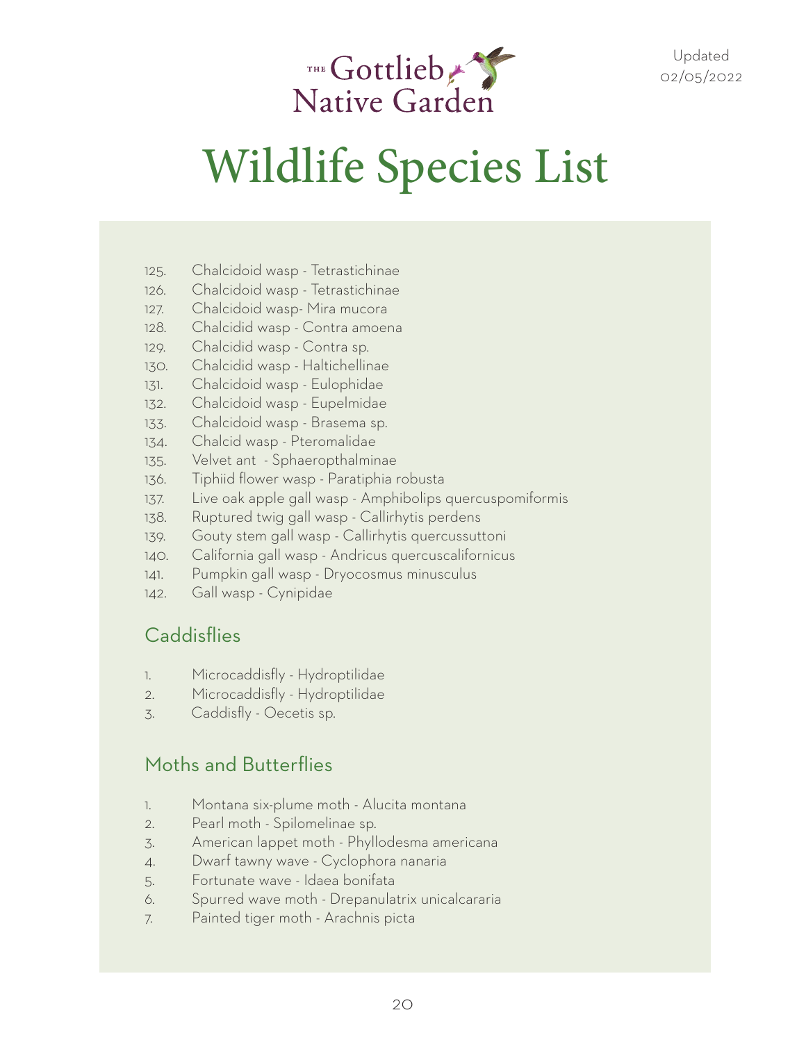# Wildlife Species List

125. Chalcidoid wasp - Tetrastichinae
126. Chalcidoid wasp - Tetrastichinae
127. Chalcidoid wasp- Mira mucora
128. Chalcidid wasp - Contra amoena
129. Chalcidid wasp - Contra sp.
130. Chalcidid wasp - Haltichellinae
131. Chalcidoid wasp - Eulophidae
132. Chalcidoid wasp - Eupelmidae
133. Chalcidoid wasp - Brasema sp.
134. Chalcid wasp - Pteromalidae
135. Velvet ant - Sphaeropthalminae
136. Tiphiid flower wasp - Paratiphia robusta
137. Live oak apple gall wasp - Amphibolips quercuspomiformis
138. Ruptured twig gall wasp - Callirhytis perdens
139. Gouty stem gall wasp - Callirhytis quercussuttoni
140. California gall wasp - Andricus quercuscalifornicus
141. Pumpkin gall wasp - Dryocosmus minusculus
142. Gall wasp - Cynipidae

## Caddisflies

1. Microcaddisfly - Hydroptilidae
2. Microcaddisfly - Hydroptilidae
3. Caddisfly - Oecetis sp.

## Moths and Butterflies

1. Montana six-plume moth - Alucita montana
2. Pearl moth - Spilomelinae sp.
3. American lappet moth - Phyllodesma americana
4. Dwarf tawny wave - Cyclophora nanaria
5. Fortunate wave - Idaea bonifata
6. Spurred wave moth - Drepanulatrix unicalcararia
7. Painted tiger moth - Arachnis picta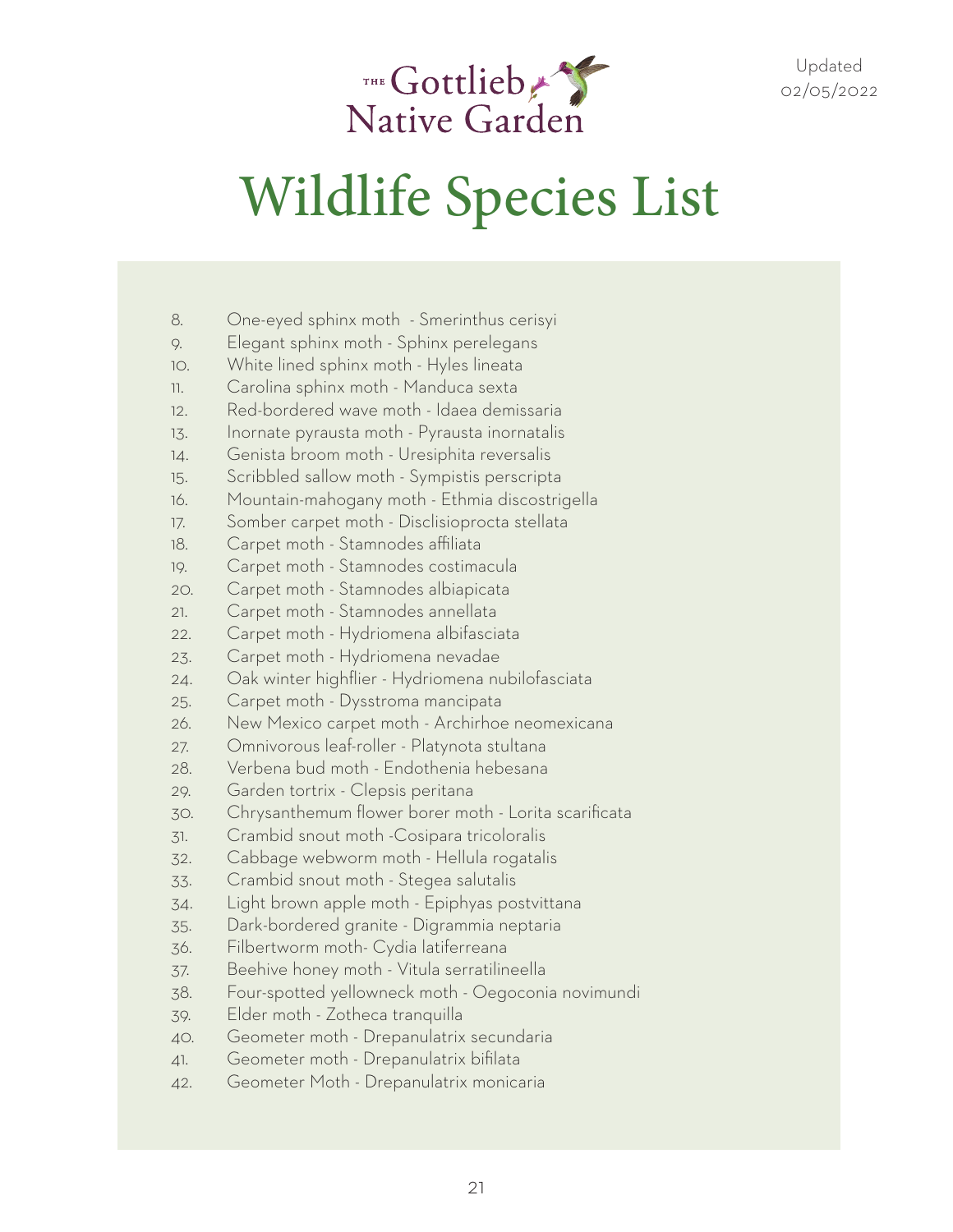The Gottlieb Native Garden

Updated 02/05/2022

# Wildlife Species List

8. One-eyed sphinx moth - Smerinthus cerisyi
9. Elegant sphinx moth - Sphinx perelegans
10. White lined sphinx moth - Hyles lineata
11. Carolina sphinx moth - Manduca sexta
12. Red-bordered wave moth - Idaea demissaria
13. Inornate pyrausta moth - Pyrausta inornatalis
14. Genista broom moth - Uresiphita reversalis
15. Scribbled sallow moth - Sympistis perscripta
16. Mountain-mahogany moth - Ethmia discostrigella
17. Somber carpet moth - Disclisioprocta stellata
18. Carpet moth - Stamnodes affiliata
19. Carpet moth - Stamnodes costimacula
20. Carpet moth - Stamnodes albiapicata
21. Carpet moth - Stamnodes annellata
22. Carpet moth - Hydriomena albifasciata
23. Carpet moth - Hydriomena nevadae
24. Oak winter highflier - Hydriomena nubilofasciata
25. Carpet moth - Dysstroma mancipata
26. New Mexico carpet moth - Archirhoe neomexicana
27. Omnivorous leaf-roller - Platynota stultana
28. Verbena bud moth - Endothenia hebesana
29. Garden tortrix - Clepsis peritana
30. Chrysanthemum flower borer moth - Lorita scarificata
31. Crambid snout moth -Cosipara tricoloralis
32. Cabbage webworm moth - Hellula rogatalis
33. Crambid snout moth - Stegea salutalis
34. Light brown apple moth - Epiphyas postvittana
35. Dark-bordered granite - Digrammia neptaria
36. Filbertworm moth- Cydia latiferreana
37. Beehive honey moth - Vitula serratilineella
38. Four-spotted yellowneck moth - Oegoconia novimundi
39. Elder moth - Zotheca tranquilla
40. Geometer moth - Drepanulatrix secundaria
41. Geometer moth - Drepanulatrix bifilata
42. Geometer Moth - Drepanulatrix monicaria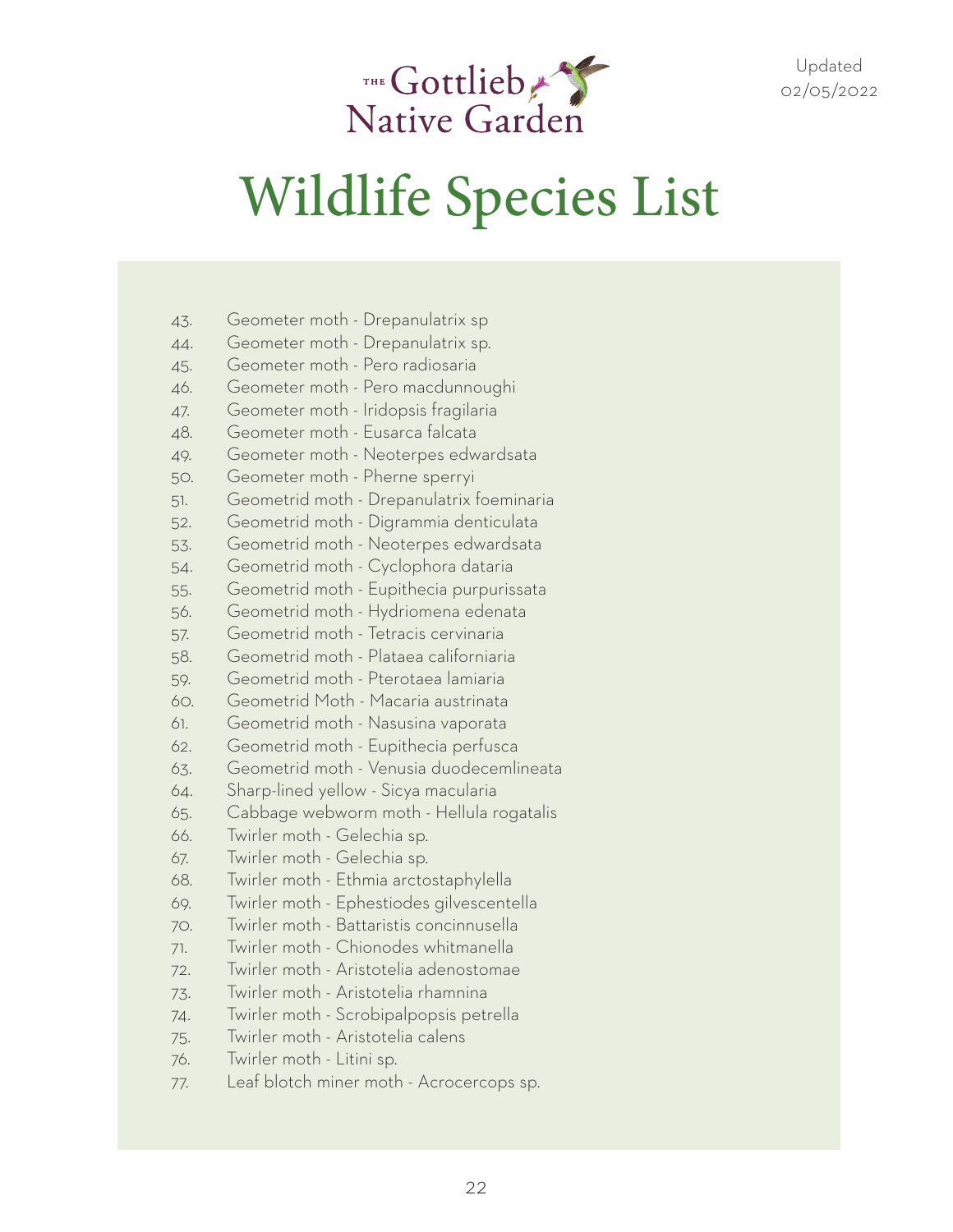# Wildlife Species List

43. Geometer moth - Drepanulatrix sp
44. Geometer moth - Drepanulatrix sp.
45. Geometer moth - Pero radiosaria
46. Geometer moth - Pero macdunnoughi
47. Geometer moth - Iridopsis fragilaria
48. Geometer moth - Eusarca falcata
49. Geometer moth - Neoterpes edwardsata
50. Geometer moth - Pherne sperryi
51. Geometrid moth - Drepanulatrix foeminaria
52. Geometrid moth - Digrammia denticulata
53. Geometrid moth - Neoterpes edwardsata
54. Geometrid moth - Cyclophora dataria
55. Geometrid moth - Eupithecia purpurissata
56. Geometrid moth - Hydriomena edenata
57. Geometrid moth - Tetracis cervinaria
58. Geometrid moth - Plataea californiaria
59. Geometrid moth - Pterotaea lamiaria
60. Geometrid Moth - Macaria austrinata
61. Geometrid moth - Nasusina vaporata
62. Geometrid moth - Eupithecia perfusca
63. Geometrid moth - Venusia duodecemlineata
64. Sharp-lined yellow - Sicya macularia
65. Cabbage webworm moth - Hellula rogatalis
66. Twirler moth - Gelechia sp.
67. Twirler moth - Gelechia sp.
68. Twirler moth - Ethmia arctostaphylella
69. Twirler moth - Ephestiodes gilvescentella
70. Twirler moth - Battaristis concinnusella
71. Twirler moth - Chionodes whitmanella
72. Twirler moth - Aristotelia adenostomae
73. Twirler moth - Aristotelia rhamnina
74. Twirler moth - Scrobipalpopsis petrella
75. Twirler moth - Aristotelia calens
76. Twirler moth - Litini sp.
77. Leaf blotch miner moth - Acrocercops sp.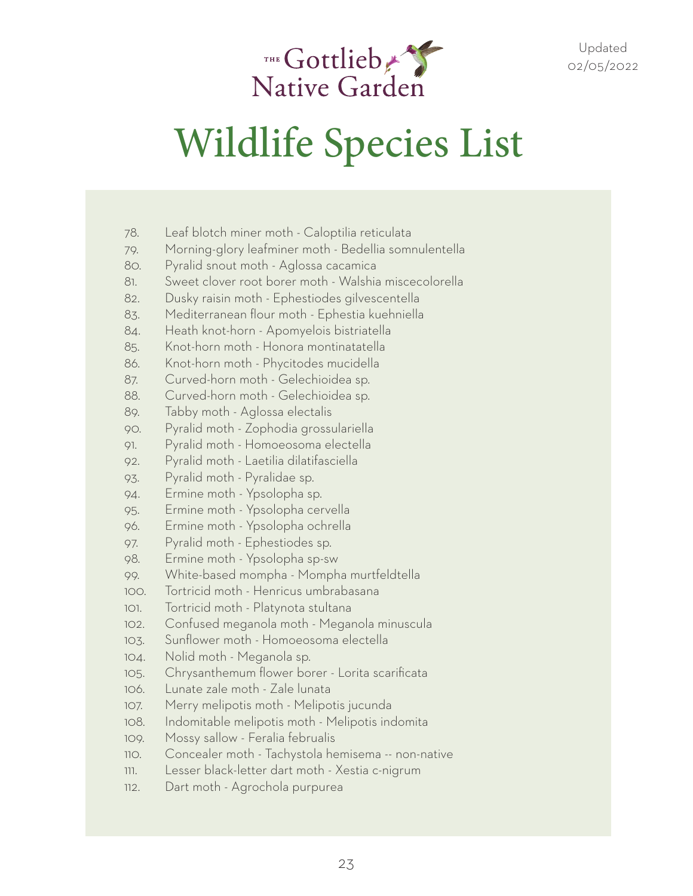# Wildlife Species List

78. Leaf blotch miner moth - Caloptilia reticulata
79. Morning-glory leafminer moth - Bedellia somnulentella
80. Pyralid snout moth - Aglossa cacamica
81. Sweet clover root borer moth - Walshia miscecolorella
82. Dusky raisin moth - Ephestiodes gilvescentella
83. Mediterranean flour moth - Ephestia kuehniella
84. Heath knot-horn - Apomyelois bistriatella
85. Knot-horn moth - Honora montinatatella
86. Knot-horn moth - Phycitodes mucidella
87. Curved-horn moth - Gelechioidea sp.
88. Curved-horn moth - Gelechioidea sp.
89. Tabby moth - Aglossa electalis
90. Pyralid moth - Zophodia grossulariella
91. Pyralid moth - Homoeosoma electella
92. Pyralid moth - Laetilia dilatifasciella
93. Pyralid moth - Pyralidae sp.
94. Ermine moth - Ypsolopha sp.
95. Ermine moth - Ypsolopha cervella
96. Ermine moth - Ypsolopha ochrella
97. Pyralid moth - Ephestiodes sp.
98. Ermine moth - Ypsolopha sp-sw
99. White-based mompha - Mompha murtfeldtella
100. Tortricid moth - Henricus umbrabasana
101. Tortricid moth - Platynota stultana
102. Confused meganola moth - Meganola minuscula
103. Sunflower moth - Homoeosoma electella
104. Nolid moth - Meganola sp.
105. Chrysanthemum flower borer - Lorita scarificata
106. Lunate zale moth - Zale lunata
107. Merry melipotis moth - Melipotis jucunda
108. Indomitable melipotis moth - Melipotis indomita
109. Mossy sallow - Feralia februalis
110. Concealer moth - Tachystola hemisema -- non-native
111. Lesser black-letter dart moth - Xestia c-nigrum
112. Dart moth - Agrochola purpurea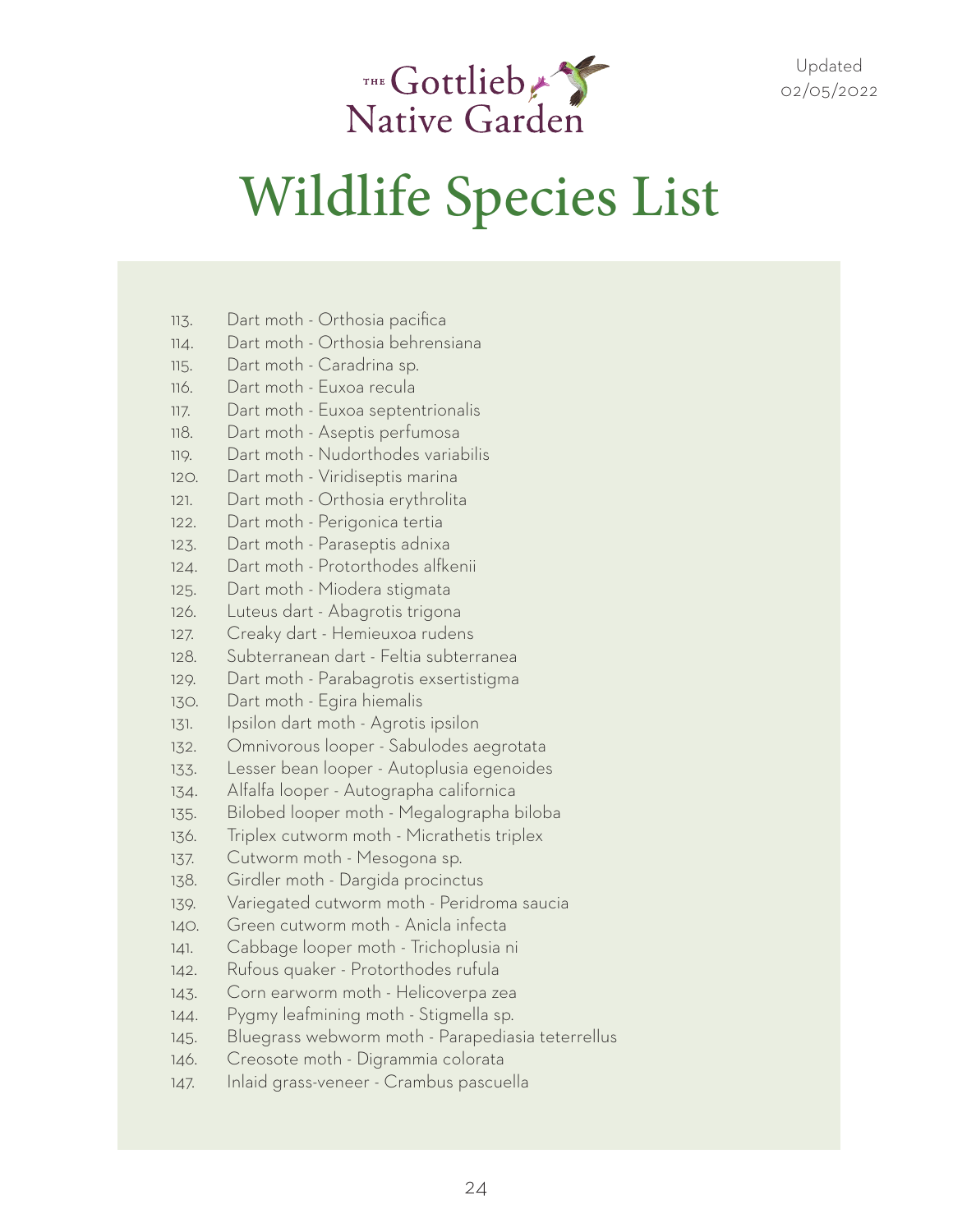The Gottlieb Native Garden

Updated 02/05/2022

# Wildlife Species List

113. Dart moth - Orthosia pacifica
114. Dart moth - Orthosia behrensiana
115. Dart moth - Caradrina sp.
116. Dart moth - Euxoa recula
117. Dart moth - Euxoa septentrionalis
118. Dart moth - Aseptis perfumosa
119. Dart moth - Nudorthodes variabilis
120. Dart moth - Viridiseptis marina
121. Dart moth - Orthosia erythrolita
122. Dart moth - Perigonica tertia
123. Dart moth - Paraseptis adnixa
124. Dart moth - Protorthodes alfkenii
125. Dart moth - Miodera stigmata
126. Luteus dart - Abagrotis trigona
127. Creaky dart - Hemieuxoa rudens
128. Subterranean dart - Feltia subterranea
129. Dart moth - Parabagrotis exsertistigma
130. Dart moth - Egira hiemalis
131. Ipsilon dart moth - Agrotis ipsilon
132. Omnivorous looper - Sabulodes aegrotata
133. Lesser bean looper - Autoplusia egenoides
134. Alfalfa looper - Autographa californica
135. Bilobed looper moth - Megalographa biloba
136. Triplex cutworm moth - Micrathetis triplex
137. Cutworm moth - Mesogona sp.
138. Girdler moth - Dargida procinctus
139. Variegated cutworm moth - Peridroma saucia
140. Green cutworm moth - Anicla infecta
141. Cabbage looper moth - Trichoplusia ni
142. Rufous quaker - Protorthodes rufula
143. Corn earworm moth - Helicoverpa zea
144. Pygmy leafmining moth - Stigmella sp.
145. Bluegrass webworm moth - Parapediasia teterrellus
146. Creosote moth - Digrammia colorata
147. Inlaid grass-veneer - Crambus pascuella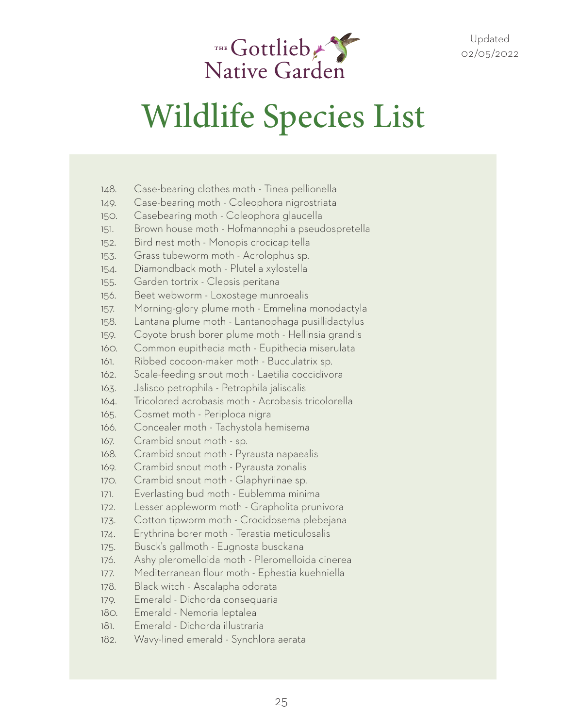# Wildlife Species List

148. Case-bearing clothes moth - Tinea pellionella
149. Case-bearing moth - Coleophora nigrostriata
150. Casebearing moth - Coleophora glaucella
151. Brown house moth - Hofmannophila pseudospretella
152. Bird nest moth - Monopis crocicapitella
153. Grass tubeworm moth - Acrolophus sp.
154. Diamondback moth - Plutella xylostella
155. Garden tortrix - Clepsis peritana
156. Beet webworm - Loxostege munroealis
157. Morning-glory plume moth - Emmelina monodactyla
158. Lantana plume moth - Lantanophaga pusillidactylus
159. Coyote brush borer plume moth - Hellinsia grandis
160. Common eupithecia moth - Eupithecia miserulata
161. Ribbed cocoon-maker moth - Bucculatrix sp.
162. Scale-feeding snout moth - Laetilia coccidivora
163. Jalisco petrophila - Petrophila jaliscalis
164. Tricolored acrobasis moth - Acrobasis tricolorella
165. Cosmet moth - Periploca nigra
166. Concealer moth - Tachystola hemisema
167. Crambid snout moth - sp.
168. Crambid snout moth - Pyrausta napaealis
169. Crambid snout moth - Pyrausta zonalis
170. Crambid snout moth - Glaphyriinae sp.
171. Everlasting bud moth - Eublemma minima
172. Lesser appleworm moth - Grapholita prunivora
173. Cotton tipworm moth - Crocidosema plebejana
174. Erythrina borer moth - Terastia meticulosalis
175. Busck's gallmoth - Eugnosta busckana
176. Ashy pleromelloida moth - Pleromelloida cinerea
177. Mediterranean flour moth - Ephestia kuehniella
178. Black witch - Ascalapha odorata
179. Emerald - Dichorda consequaria
180. Emerald - Nemoria leptalea
181. Emerald - Dichorda illustraria
182. Wavy-lined emerald - Synchlora aerata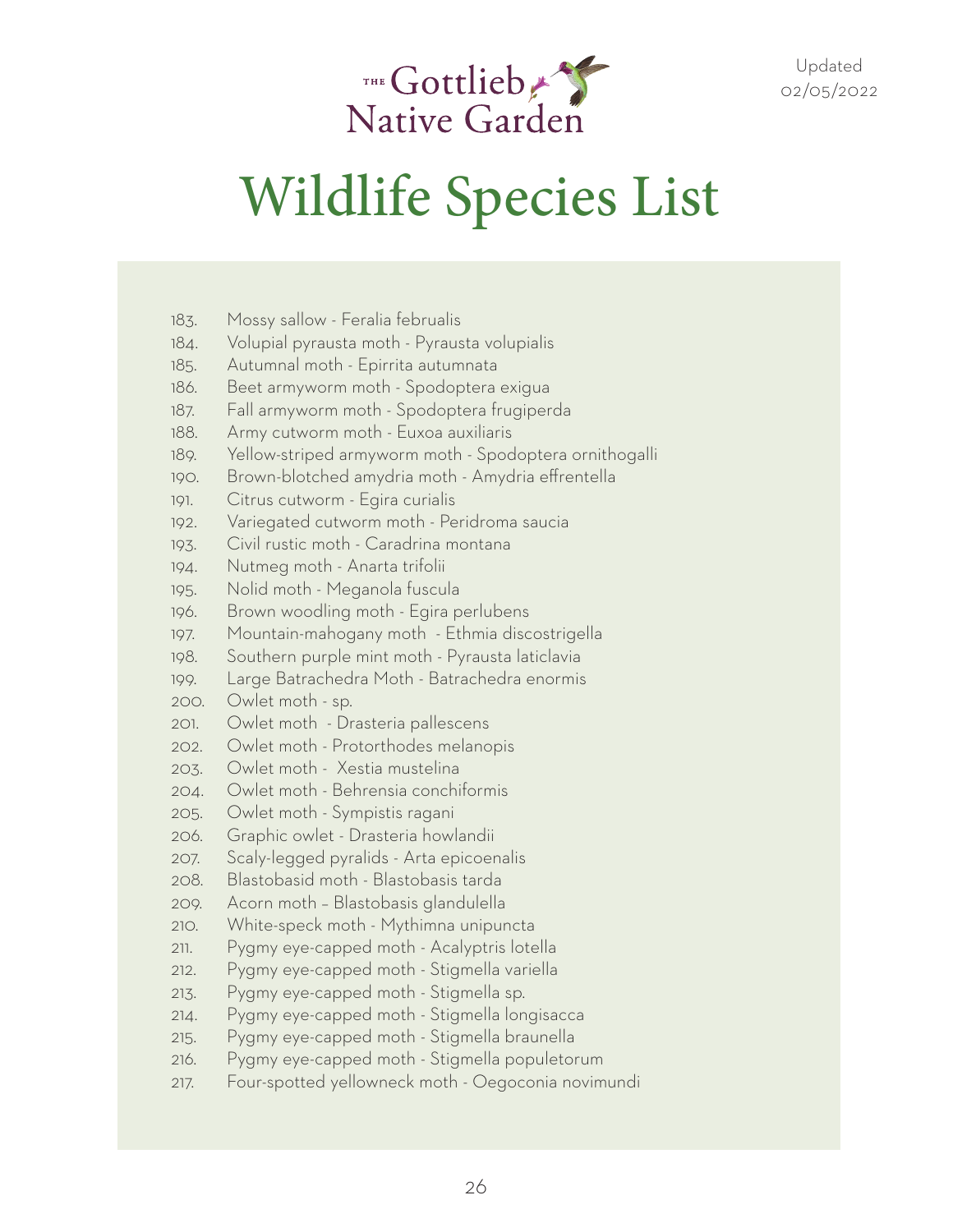The Gottlieb Native Garden

Updated 02/05/2022

# Wildlife Species List

183. Mossy sallow - Feralia februalis
184. Volupial pyrausta moth - Pyrausta volupialis
185. Autumnal moth - Epirrita autumnata
186. Beet armyworm moth - Spodoptera exigua
187. Fall armyworm moth - Spodoptera frugiperda
188. Army cutworm moth - Euxoa auxiliaris
189. Yellow-striped armyworm moth - Spodoptera ornithogalli
190. Brown-blotched amydria moth - Amydria effrentella
191. Citrus cutworm - Egira curialis
192. Variegated cutworm moth - Peridroma saucia
193. Civil rustic moth - Caradrina montana
194. Nutmeg moth - Anarta trifolii
195. Nolid moth - Meganola fuscula
196. Brown woodling moth - Egira perlubens
197. Mountain-mahogany moth - Ethmia discostrigella
198. Southern purple mint moth - Pyrausta laticlavia
199. Large Batrachedra Moth - Batrachedra enormis
200. Owlet moth - sp.
201. Owlet moth - Drasteria pallescens
202. Owlet moth - Protorthodes melanopis
203. Owlet moth - Xestia mustelina
204. Owlet moth - Behrensia conchiformis
205. Owlet moth - Sympistis ragani
206. Graphic owlet - Drasteria howlandii
207. Scaly-legged pyralids - Arta epicoenalis
208. Blastobasid moth - Blastobasis tarda
209. Acorn moth – Blastobasis glandulella
210. White-speck moth - Mythimna unipuncta
211. Pygmy eye-capped moth - Acalyptris lotella
212. Pygmy eye-capped moth - Stigmella variella
213. Pygmy eye-capped moth - Stigmella sp.
214. Pygmy eye-capped moth - Stigmella longisacca
215. Pygmy eye-capped moth - Stigmella braunella
216. Pygmy eye-capped moth - Stigmella populetorum
217. Four-spotted yellowneck moth - Oegoconia novimundi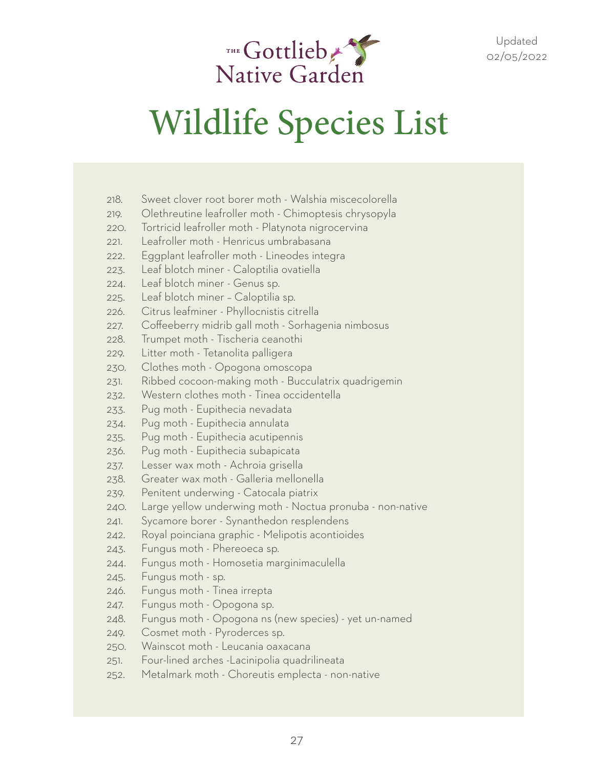# The Gottlieb Native Garden

Updated 02/05/2022

# Wildlife Species List

218. Sweet clover root borer moth - Walshia miscecolorella
219. Olethreutine leafroller moth - Chimoptesis chrysopyla
220. Tortricid leafroller moth - Platynota nigrocervina
221. Leafroller moth - Henricus umbrabasana
222. Eggplant leafroller moth - Lineodes integra
223. Leaf blotch miner - Caloptilia ovatiella
224. Leaf blotch miner - Genus sp.
225. Leaf blotch miner – Caloptilia sp.
226. Citrus leafminer - Phyllocnistis citrella
227. Coffeeberry midrib gall moth - Sorhagenia nimbosus
228. Trumpet moth - Tischeria ceanothi
229. Litter moth - Tetanolita palligera
230. Clothes moth - Opogona omoscopa
231. Ribbed cocoon-making moth - Bucculatrix quadrigemin
232. Western clothes moth - Tinea occidentella
233. Pug moth - Eupithecia nevadata
234. Pug moth - Eupithecia annulata
235. Pug moth - Eupithecia acutipennis
236. Pug moth - Eupithecia subapicata
237. Lesser wax moth - Achroia grisella
238. Greater wax moth - Galleria mellonella
239. Penitent underwing - Catocala piatrix
240. Large yellow underwing moth - Noctua pronuba - non-native
241. Sycamore borer - Synanthedon resplendens
242. Royal poinciana graphic - Melipotis acontioides
243. Fungus moth - Phereoeca sp.
244. Fungus moth - Homosetia marginimaculella
245. Fungus moth - sp.
246. Fungus moth - Tinea irrepta
247. Fungus moth - Opogona sp.
248. Fungus moth - Opogona ns (new species) - yet un-named
249. Cosmet moth - Pyroderces sp.
250. Wainscot moth - Leucania oaxacana
251. Four-lined arches -Lacinipolia quadrilineata
252. Metalmark moth - Choreutis emplecta - non-native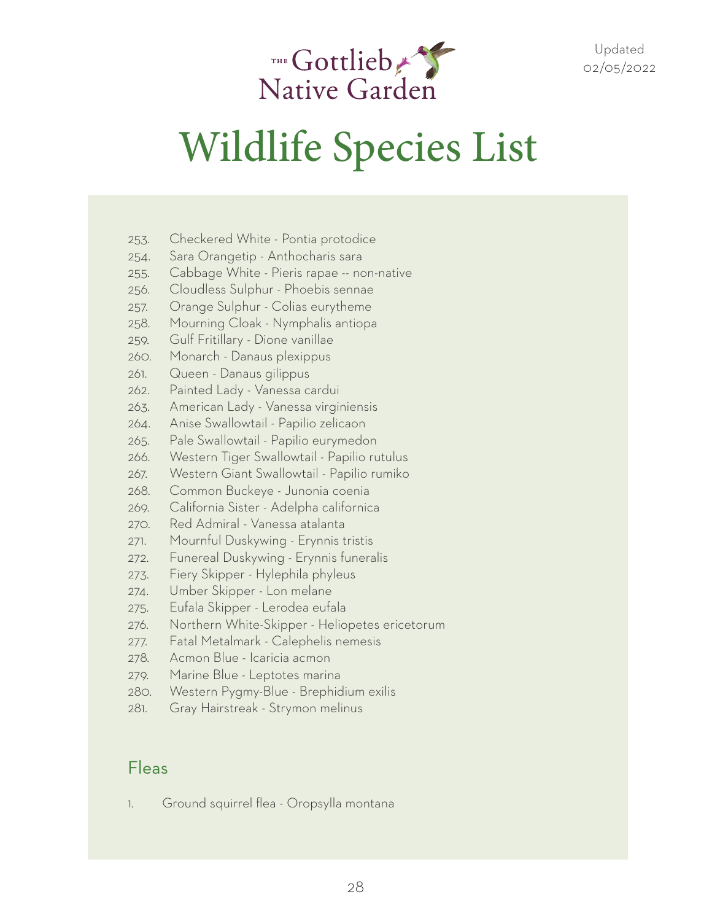253. Checkered White - Pontia protodice
254. Sara Orangetip - Anthocharis sara
255. Cabbage White - Pieris rapae -- non-native
256. Cloudless Sulphur - Phoebis sennae
257. Orange Sulphur - Colias eurytheme
258. Mourning Cloak - Nymphalis antiopa
259. Gulf Fritillary - Dione vanillae
260. Monarch - Danaus plexippus
261. Queen - Danaus gilippus
262. Painted Lady - Vanessa cardui
263. American Lady - Vanessa virginiensis
264. Anise Swallowtail - Papilio zelicaon
265. Pale Swallowtail - Papilio eurymedon
266. Western Tiger Swallowtail - Papilio rutulus
267. Western Giant Swallowtail - Papilio rumiko
268. Common Buckeye - Junonia coenia
269. California Sister - Adelpha californica
270. Red Admiral - Vanessa atalanta
271. Mournful Duskywing - Erynnis tristis
272. Funereal Duskywing - Erynnis funeralis
273. Fiery Skipper - Hylephila phyleus
274. Umber Skipper - Lon melane
275. Eufala Skipper - Lerodea eufala
276. Northern White-Skipper - Heliopetes ericetorum
277. Fatal Metalmark - Calephelis nemesis
278. Acmon Blue - Icaricia acmon
279. Marine Blue - Leptotes marina
280. Western Pygmy-Blue - Brephidium exilis
281. Gray Hairstreak - Strymon melinus

## Fleas

1. Ground squirrel flea - Oropsylla montana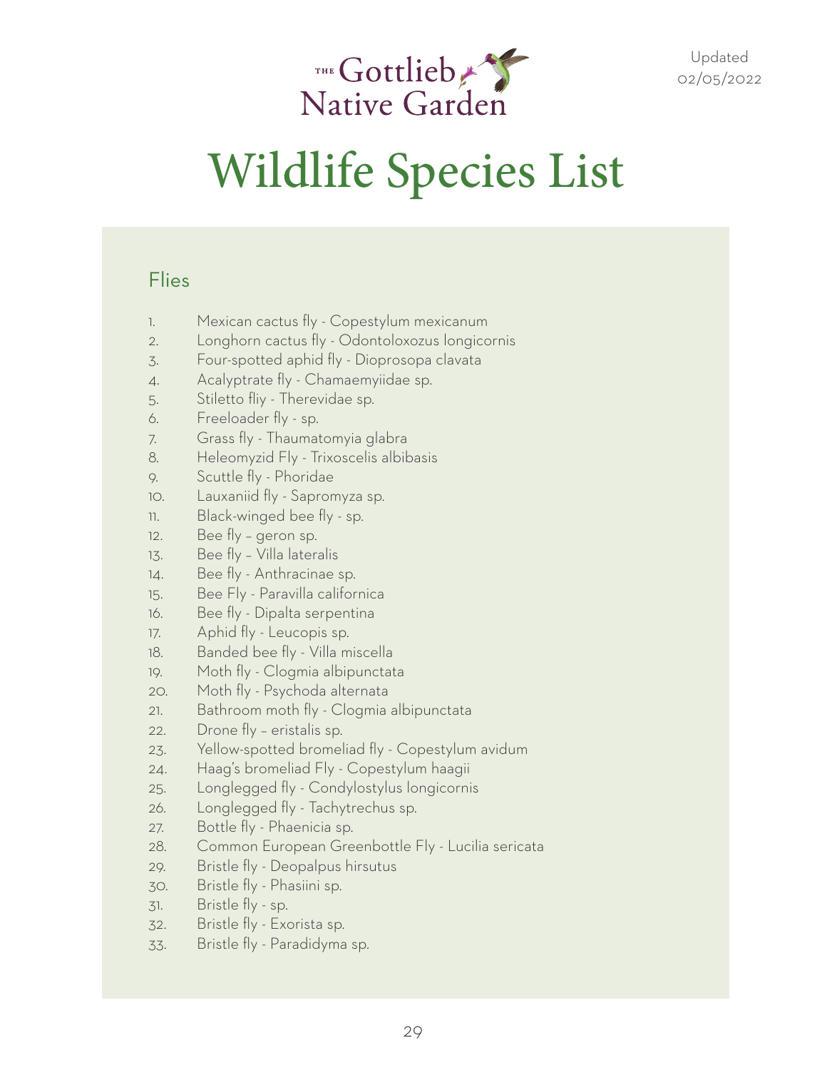The Gottlieb Native Garden

Updated 02/05/2022

# Wildlife Species List

## Flies

1. Mexican cactus fly - Copestylum mexicanum
2. Longhorn cactus fly - Odontoloxozus longicornis
3. Four-spotted aphid fly - Dioprosopa clavata
4. Acalyptrate fly - Chamaemyiidae sp.
5. Stiletto fliy - Therevidae sp.
6. Freeloader fly - sp.
7. Grass fly - Thaumatomyia glabra
8. Heleomyzid Fly - Trixoscelis albibasis
9. Scuttle fly - Phoridae
10. Lauxaniid fly - Sapromyza sp.
11. Black-winged bee fly - sp.
12. Bee fly – geron sp.
13. Bee fly – Villa lateralis
14. Bee fly - Anthracinae sp.
15. Bee Fly - Paravilla californica
16. Bee fly - Dipalta serpentina
17. Aphid fly - Leucopis sp.
18. Banded bee fly - Villa miscella
19. Moth fly - Clogmia albipunctata
20. Moth fly - Psychoda alternata
21. Bathroom moth fly - Clogmia albipunctata
22. Drone fly – eristalis sp.
23. Yellow-spotted bromeliad fly - Copestylum avidum
24. Haag's bromeliad Fly - Copestylum haagii
25. Longlegged fly - Condylostylus longicornis
26. Longlegged fly - Tachytrechus sp.
27. Bottle fly - Phaenicia sp.
28. Common European Greenbottle Fly - Lucilia sericata
29. Bristle fly - Deopalpus hirsutus
30. Bristle fly - Phasiini sp.
31. Bristle fly - sp.
32. Bristle fly - Exorista sp.
33. Bristle fly - Paradidyma sp.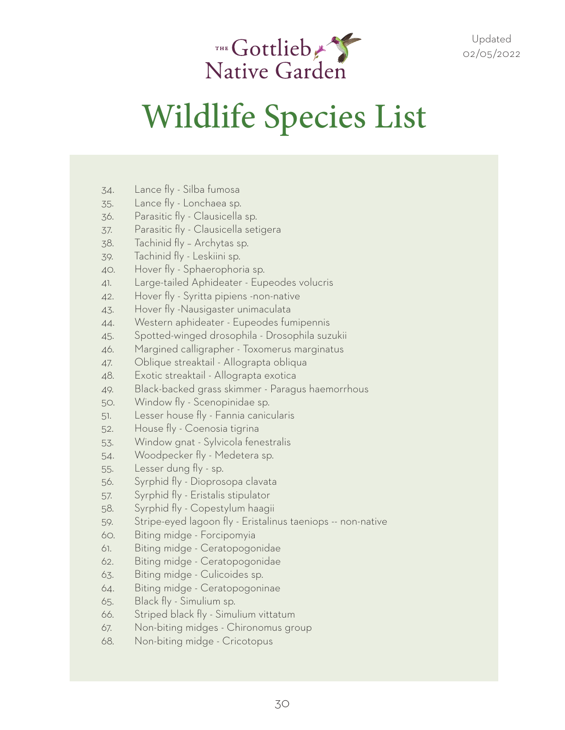# The Gottlieb Native Garden

Updated 02/05/2022

# Wildlife Species List

34. Lance fly - Silba fumosa
35. Lance fly - Lonchaea sp.
36. Parasitic fly - Clausicella sp.
37. Parasitic fly - Clausicella setigera
38. Tachinid fly – Archytas sp.
39. Tachinid fly - Leskiini sp.
40. Hover fly - Sphaerophoria sp.
41. Large-tailed Aphideater - Eupeodes volucris
42. Hover fly - Syritta pipiens -non-native
43. Hover fly -Nausigaster unimaculata
44. Western aphideater - Eupeodes fumipennis
45. Spotted-winged drosophila - Drosophila suzukii
46. Margined calligrapher - Toxomerus marginatus
47. Oblique streaktail - Allograpta obliqua
48. Exotic streaktail - Allograpta exotica
49. Black-backed grass skimmer - Paragus haemorrhous
50. Window fly - Scenopinidae sp.
51. Lesser house fly - Fannia canicularis
52. House fly - Coenosia tigrina
53. Window gnat - Sylvicola fenestralis
54. Woodpecker fly - Medetera sp.
55. Lesser dung fly - sp.
56. Syrphid fly - Dioprosopa clavata
57. Syrphid fly - Eristalis stipulator
58. Syrphid fly - Copestylum haagii
59. Stripe-eyed lagoon fly - Eristalinus taeniops -- non-native
60. Biting midge - Forcipomyia
61. Biting midge - Ceratopogonidae
62. Biting midge - Ceratopogonidae
63. Biting midge - Culicoides sp.
64. Biting midge - Ceratopogoninae
65. Black fly - Simulium sp.
66. Striped black fly - Simulium vittatum
67. Non-biting midges - Chironomus group
68. Non-biting midge - Cricotopus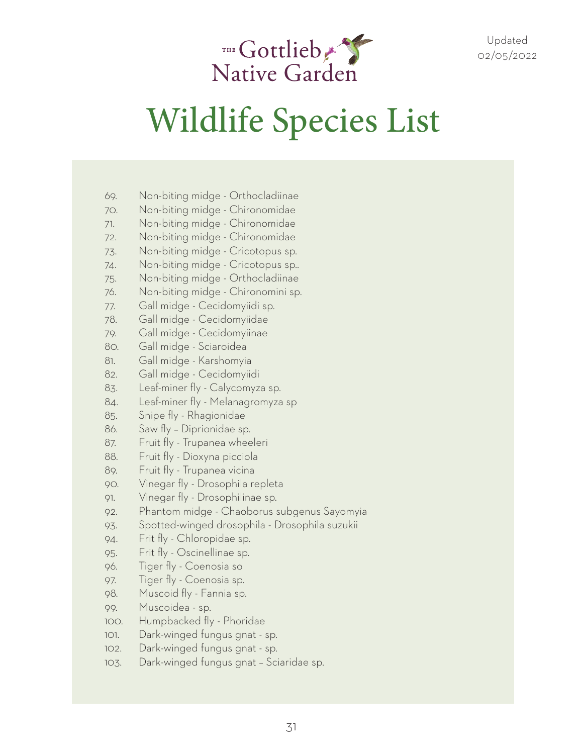# Wildlife Species List

69. Non-biting midge - Orthocladiinae
70. Non-biting midge - Chironomidae
71. Non-biting midge - Chironomidae
72. Non-biting midge - Chironomidae
73. Non-biting midge - Cricotopus sp.
74. Non-biting midge - Cricotopus sp..
75. Non-biting midge - Orthocladiinae
76. Non-biting midge - Chironomini sp.
77. Gall midge - Cecidomyiidi sp.
78. Gall midge - Cecidomyiidae
79. Gall midge - Cecidomyiinae
80. Gall midge - Sciaroidea
81. Gall midge - Karshomyia
82. Gall midge - Cecidomyiidi
83. Leaf-miner fly - Calycomyza sp.
84. Leaf-miner fly - Melanagromyza sp
85. Snipe fly - Rhagionidae
86. Saw fly – Diprionidae sp.
87. Fruit fly - Trupanea wheeleri
88. Fruit fly - Dioxyna picciola
89. Fruit fly - Trupanea vicina
90. Vinegar fly - Drosophila repleta
91. Vinegar fly - Drosophilinae sp.
92. Phantom midge - Chaoborus subgenus Sayomyia
93. Spotted-winged drosophila - Drosophila suzukii
94. Frit fly - Chloropidae sp.
95. Frit fly - Oscinellinae sp.
96. Tiger fly - Coenosia so
97. Tiger fly - Coenosia sp.
98. Muscoid fly - Fannia sp.
99. Muscoidea - sp.
100. Humpbacked fly - Phoridae
101. Dark-winged fungus gnat - sp.
102. Dark-winged fungus gnat - sp.
103. Dark-winged fungus gnat – Sciaridae sp.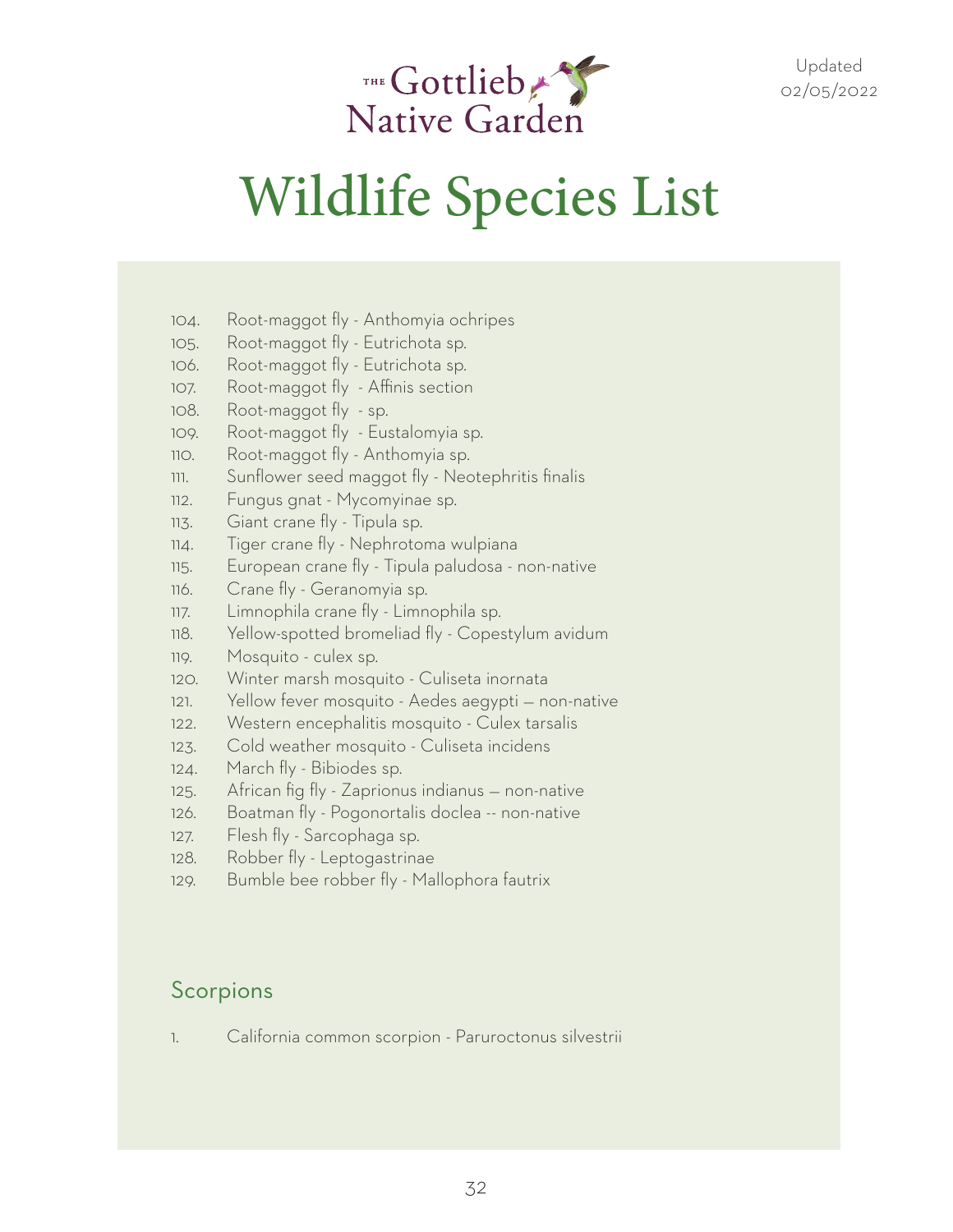# Wildlife Species List

104. Root-maggot fly - Anthomyia ochripes
105. Root-maggot fly - Eutrichota sp.
106. Root-maggot fly - Eutrichota sp.
107. Root-maggot fly - Affinis section
108. Root-maggot fly - sp.
109. Root-maggot fly - Eustalomyia sp.
110. Root-maggot fly - Anthomyia sp.
111. Sunflower seed maggot fly - Neotephritis finalis
112. Fungus gnat - Mycomyinae sp.
113. Giant crane fly - Tipula sp.
114. Tiger crane fly - Nephrotoma wulpiana
115. European crane fly - Tipula paludosa - non-native
116. Crane fly - Geranomyia sp.
117. Limnophila crane fly - Limnophila sp.
118. Yellow-spotted bromeliad fly - Copestylum avidum
119. Mosquito - culex sp.
120. Winter marsh mosquito - Culiseta inornata
121. Yellow fever mosquito - Aedes aegypti – non-native
122. Western encephalitis mosquito - Culex tarsalis
123. Cold weather mosquito - Culiseta incidens
124. March fly - Bibiodes sp.
125. African fig fly - Zaprionus indianus – non-native
126. Boatman fly - Pogonortalis doclea -- non-native
127. Flesh fly - Sarcophaga sp.
128. Robber fly - Leptogastrinae
129. Bumble bee robber fly - Mallophora fautrix

## Scorpions

1. California common scorpion - Paruroctonus silvestrii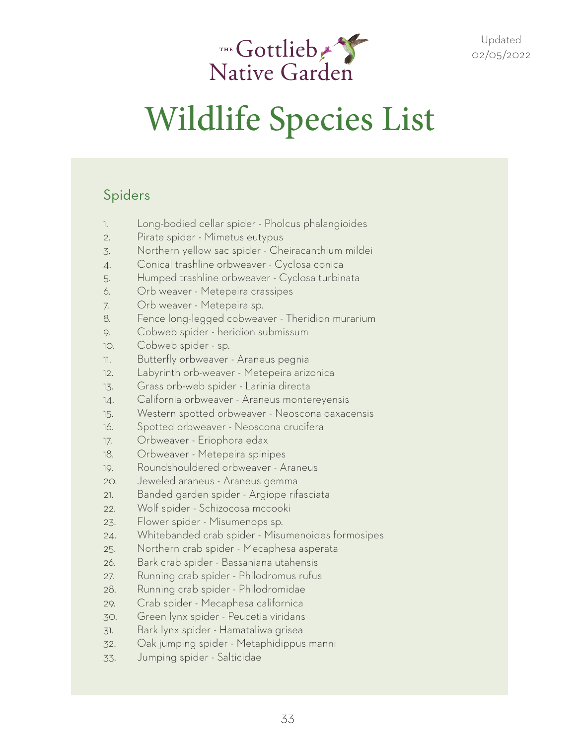THE Gottlieb Native Garden

Updated 02/05/2022

# Wildlife Species List

## Spiders

1. Long-bodied cellar spider - Pholcus phalangioides
2. Pirate spider - Mimetus eutypus
3. Northern yellow sac spider - Cheiracanthium mildei
4. Conical trashline orbweaver - Cyclosa conica
5. Humped trashline orbweaver - Cyclosa turbinata
6. Orb weaver - Metepeira crassipes
7. Orb weaver - Metepeira sp.
8. Fence long-legged cobweaver - Theridion murarium
9. Cobweb spider - heridion submissum
10. Cobweb spider - sp.
11. Butterfly orbweaver - Araneus pegnia
12. Labyrinth orb-weaver - Metepeira arizonica
13. Grass orb-web spider - Larinia directa
14. California orbweaver - Araneus montereyensis
15. Western spotted orbweaver - Neoscona oaxacensis
16. Spotted orbweaver - Neoscona crucifera
17. Orbweaver - Eriophora edax
18. Orbweaver - Metepeira spinipes
19. Roundshouldered orbweaver - Araneus
20. Jeweled araneus - Araneus gemma
21. Banded garden spider - Argiope rifasciata
22. Wolf spider - Schizocosa mccooki
23. Flower spider - Misumenops sp.
24. Whitebanded crab spider - Misumenoides formosipes
25. Northern crab spider - Mecaphesa asperata
26. Bark crab spider - Bassaniana utahensis
27. Running crab spider - Philodromus rufus
28. Running crab spider - Philodromidae
29. Crab spider - Mecaphesa californica
30. Green lynx spider - Peucetia viridans
31. Bark lynx spider - Hamataliwa grisea
32. Oak jumping spider - Metaphidippus manni
33. Jumping spider - Salticidae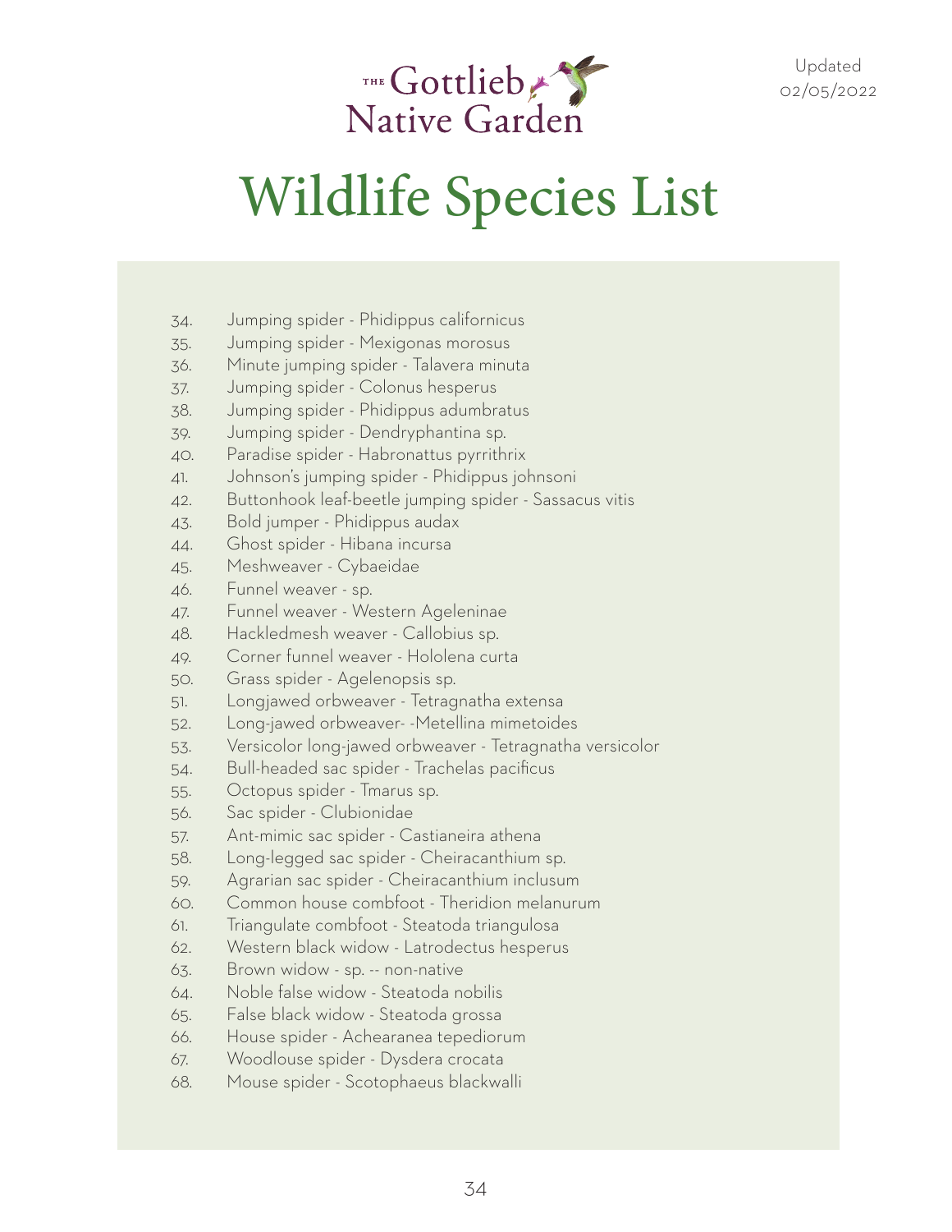# The Gottlieb Native Garden

Updated 02/05/2022

# Wildlife Species List

34. Jumping spider - Phidippus californicus
35. Jumping spider - Mexigonas morosus
36. Minute jumping spider - Talavera minuta
37. Jumping spider - Colonus hesperus
38. Jumping spider - Phidippus adumbratus
39. Jumping spider - Dendryphantina sp.
40. Paradise spider - Habronattus pyrrithrix
41. Johnson's jumping spider - Phidippus johnsoni
42. Buttonhook leaf-beetle jumping spider - Sassacus vitis
43. Bold jumper - Phidippus audax
44. Ghost spider - Hibana incursa
45. Meshweaver - Cybaeidae
46. Funnel weaver - sp.
47. Funnel weaver - Western Ageleninae
48. Hackledmesh weaver - Callobius sp.
49. Corner funnel weaver - Hololena curta
50. Grass spider - Agelenopsis sp.
51. Longjawed orbweaver - Tetragnatha extensa
52. Long-jawed orbweaver- -Metellina mimetoides
53. Versicolor long-jawed orbweaver - Tetragnatha versicolor
54. Bull-headed sac spider - Trachelas pacificus
55. Octopus spider - Tmarus sp.
56. Sac spider - Clubionidae
57. Ant-mimic sac spider - Castianeira athena
58. Long-legged sac spider - Cheiracanthium sp.
59. Agrarian sac spider - Cheiracanthium inclusum
60. Common house combfoot - Theridion melanurum
61. Triangulate combfoot - Steatoda triangulosa
62. Western black widow - Latrodectus hesperus
63. Brown widow - sp. -- non-native
64. Noble false widow - Steatoda nobilis
65. False black widow - Steatoda grossa
66. House spider - Achearanea tepediorum
67. Woodlouse spider - Dysdera crocata
68. Mouse spider - Scotophaeus blackwalli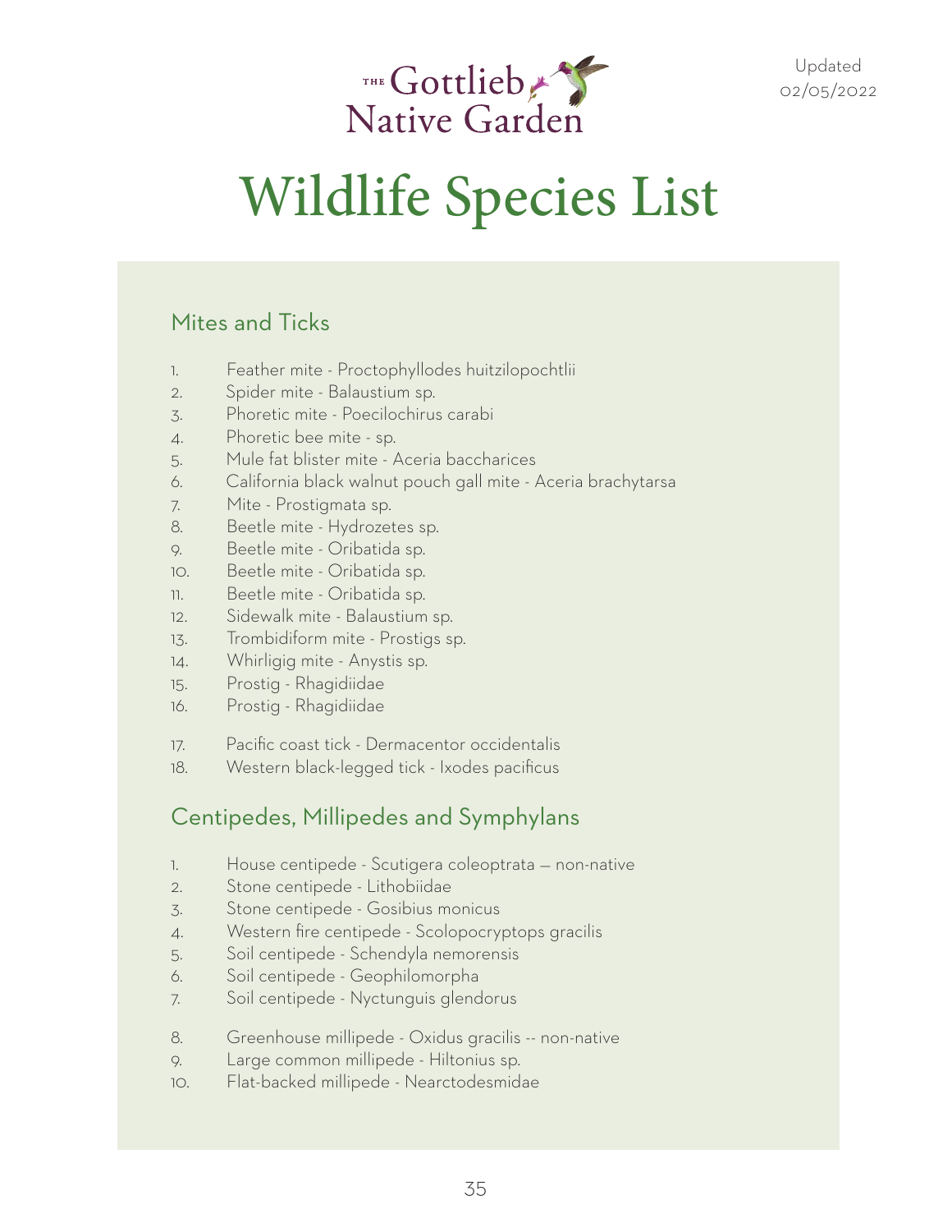THE Gottlieb Native Garden

Updated 02/05/2022

# Wildlife Species List

## Mites and Ticks

1. Feather mite - Proctophyllodes huitzilopochtlii
2. Spider mite - Balaustium sp.
3. Phoretic mite - Poecilochirus carabi
4. Phoretic bee mite - sp.
5. Mule fat blister mite - Aceria baccharices
6. California black walnut pouch gall mite - Aceria brachytarsa
7. Mite - Prostigmata sp.
8. Beetle mite - Hydrozetes sp.
9. Beetle mite - Oribatida sp.
10. Beetle mite - Oribatida sp.
11. Beetle mite - Oribatida sp.
12. Sidewalk mite - Balaustium sp.
13. Trombidiform mite - Prostigs sp.
14. Whirligig mite - Anystis sp.
15. Prostig - Rhagidiidae
16. Prostig - Rhagidiidae
17. Pacific coast tick - Dermacentor occidentalis
18. Western black-legged tick - Ixodes pacificus

## Centipedes, Millipedes and Symphylans

1. House centipede - Scutigera coleoptrata — non-native
2. Stone centipede - Lithobiidae
3. Stone centipede - Gosibius monicus
4. Western fire centipede - Scolopocryptops gracilis
5. Soil centipede - Schendyla nemorensis
6. Soil centipede - Geophilomorpha
7. Soil centipede - Nyctunguis glendorus
8. Greenhouse millipede - Oxidus gracilis -- non-native
9. Large common millipede - Hiltonius sp.
10. Flat-backed millipede - Nearctodesmidae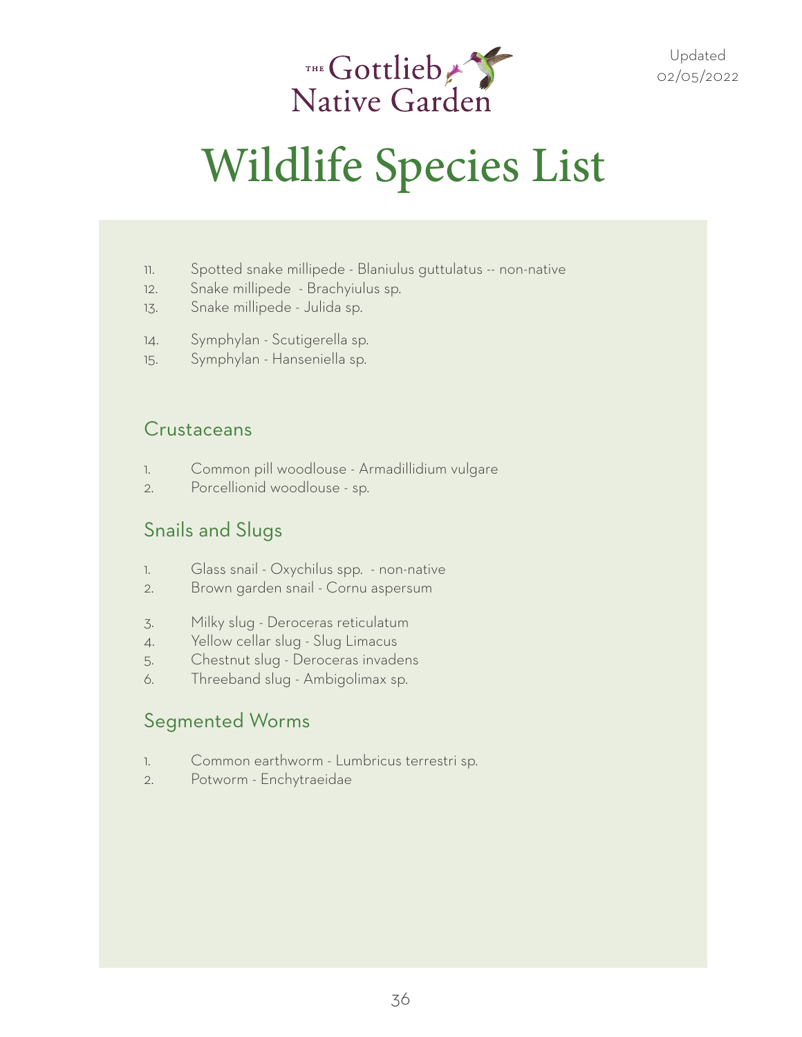# Wildlife Species List

11. Spotted snake millipede - Blaniulus guttulatus -- non-native
12. Snake millipede - Brachyiulus sp.
13. Snake millipede - Julida sp.

14. Symphylan - Scutigerella sp.
15. Symphylan - Hanseniella sp.

## Crustaceans

1. Common pill woodlouse - Armadillidium vulgare
2. Porcellionid woodlouse - sp.

## Snails and Slugs

1. Glass snail - Oxychilus spp. - non-native
2. Brown garden snail - Cornu aspersum

3. Milky slug - Deroceras reticulatum
4. Yellow cellar slug - Slug Limacus
5. Chestnut slug - Deroceras invadens
6. Threeband slug - Ambigolimax sp.

## Segmented Worms

1. Common earthworm - Lumbricus terrestri sp.
2. Potworm - Enchytraeidae